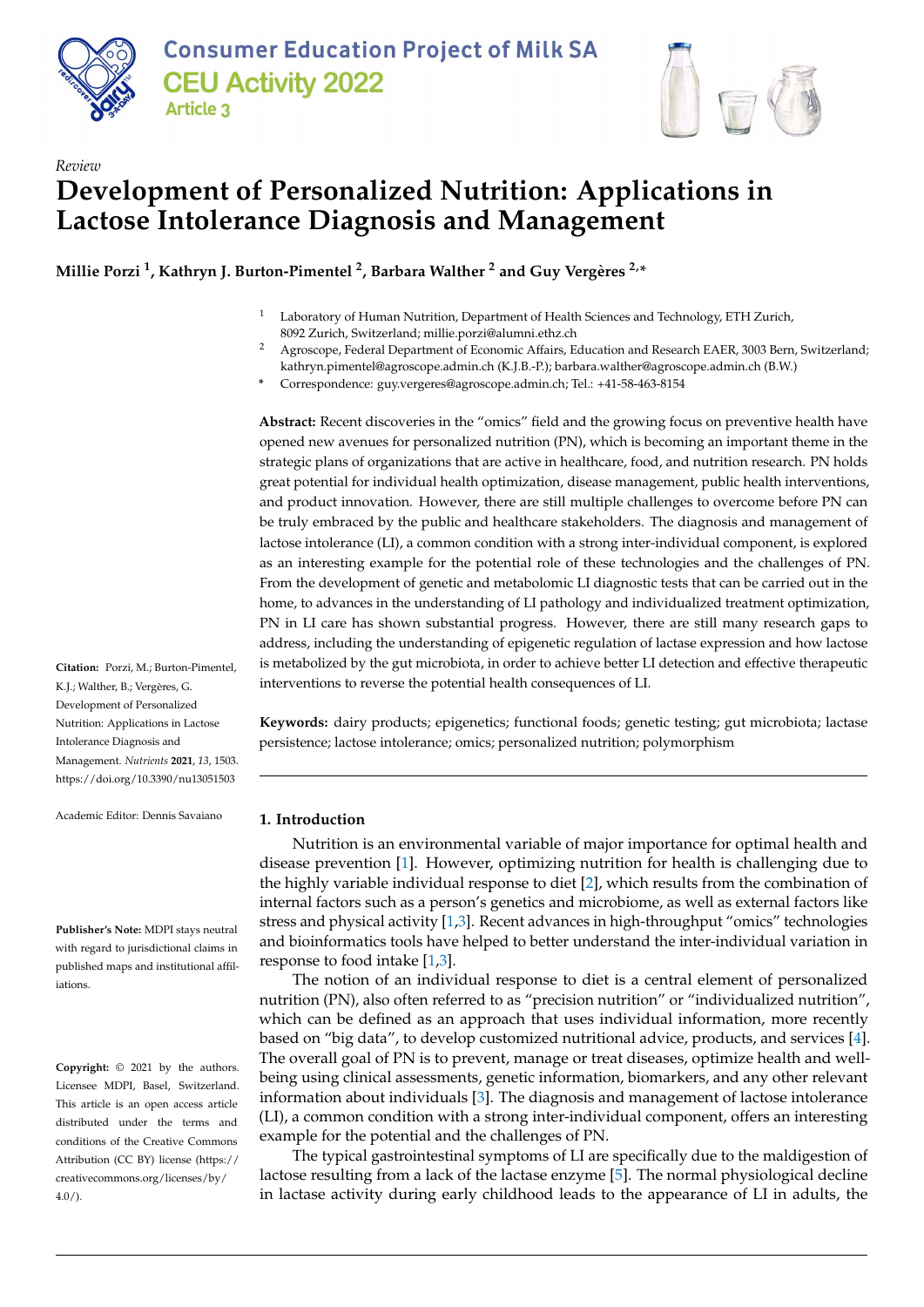Consumer Education Project of Milk SA
CEU Activity 2022
Article 3

*Review*

# Development of Personalized Nutrition: Applications in Lactose Intolerance Diagnosis and Management

**Millie Porzi [1], Kathryn J. Burton-Pimentel [2], Barbara Walther [2] and Guy Vergères [2,*]**

[1] Laboratory of Human Nutrition, Department of Health Sciences and Technology, ETH Zurich, 8092 Zurich, Switzerland; millie.porzi@alumni.ethz.ch

[2] Agroscope, Federal Department of Economic Affairs, Education and Research EAER, 3003 Bern, Switzerland; kathryn.pimentel@agroscope.admin.ch (K.J.B.-P.); barbara.walther@agroscope.admin.ch (B.W.)

* Correspondence: guy.vergeres@agroscope.admin.ch; Tel.: +41-58-463-8154

**Abstract:** Recent discoveries in the "omics" field and the growing focus on preventive health have opened new avenues for personalized nutrition (PN), which is becoming an important theme in the strategic plans of organizations that are active in healthcare, food, and nutrition research. PN holds great potential for individual health optimization, disease management, public health interventions, and product innovation. However, there are still multiple challenges to overcome before PN can be truly embraced by the public and healthcare stakeholders. The diagnosis and management of lactose intolerance (LI), a common condition with a strong inter-individual component, is explored as an interesting example for the potential role of these technologies and the challenges of PN. From the development of genetic and metabolomic LI diagnostic tests that can be carried out in the home, to advances in the understanding of LI pathology and individualized treatment optimization, PN in LI care has shown substantial progress. However, there are still many research gaps to address, including the understanding of epigenetic regulation of lactase expression and how lactose is metabolized by the gut microbiota, in order to achieve better LI detection and effective therapeutic interventions to reverse the potential health consequences of LI.

**Keywords:** dairy products; epigenetics; functional foods; genetic testing; gut microbiota; lactase persistence; lactose intolerance; omics; personalized nutrition; polymorphism

**Citation:** Porzi, M.; Burton-Pimentel, K.J.; Walther, B.; Vergères, G. Development of Personalized Nutrition: Applications in Lactose Intolerance Diagnosis and Management. *Nutrients* **2021**, *13*, 1503. https://doi.org/10.3390/nu13051503

Academic Editor: Dennis Savaiano

**Publisher's Note:** MDPI stays neutral with regard to jurisdictional claims in published maps and institutional affiliations.

**Copyright:** © 2021 by the authors. Licensee MDPI, Basel, Switzerland. This article is an open access article distributed under the terms and conditions of the Creative Commons Attribution (CC BY) license (https://creativecommons.org/licenses/by/4.0/).

## 1. Introduction

Nutrition is an environmental variable of major importance for optimal health and disease prevention [1]. However, optimizing nutrition for health is challenging due to the highly variable individual response to diet [2], which results from the combination of internal factors such as a person's genetics and microbiome, as well as external factors like stress and physical activity [1,3]. Recent advances in high-throughput "omics" technologies and bioinformatics tools have helped to better understand the inter-individual variation in response to food intake [1,3].

The notion of an individual response to diet is a central element of personalized nutrition (PN), also often referred to as "precision nutrition" or "individualized nutrition", which can be defined as an approach that uses individual information, more recently based on "big data", to develop customized nutritional advice, products, and services [4]. The overall goal of PN is to prevent, manage or treat diseases, optimize health and well-being using clinical assessments, genetic information, biomarkers, and any other relevant information about individuals [3]. The diagnosis and management of lactose intolerance (LI), a common condition with a strong inter-individual component, offers an interesting example for the potential and the challenges of PN.

The typical gastrointestinal symptoms of LI are specifically due to the maldigestion of lactose resulting from a lack of the lactase enzyme [5]. The normal physiological decline in lactase activity during early childhood leads to the appearance of LI in adults, the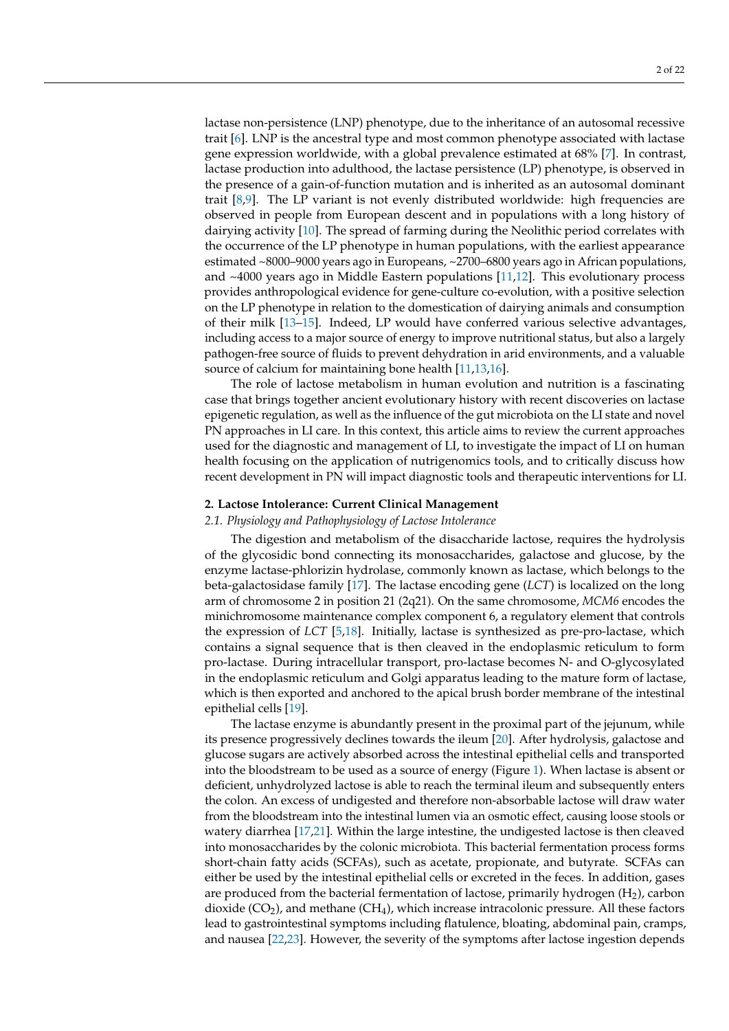lactase non-persistence (LNP) phenotype, due to the inheritance of an autosomal recessive trait [6]. LNP is the ancestral type and most common phenotype associated with lactase gene expression worldwide, with a global prevalence estimated at 68% [7]. In contrast, lactase production into adulthood, the lactase persistence (LP) phenotype, is observed in the presence of a gain-of-function mutation and is inherited as an autosomal dominant trait [8,9]. The LP variant is not evenly distributed worldwide: high frequencies are observed in people from European descent and in populations with a long history of dairying activity [10]. The spread of farming during the Neolithic period correlates with the occurrence of the LP phenotype in human populations, with the earliest appearance estimated ~8000–9000 years ago in Europeans, ~2700–6800 years ago in African populations, and ~4000 years ago in Middle Eastern populations [11,12]. This evolutionary process provides anthropological evidence for gene-culture co-evolution, with a positive selection on the LP phenotype in relation to the domestication of dairying animals and consumption of their milk [13–15]. Indeed, LP would have conferred various selective advantages, including access to a major source of energy to improve nutritional status, but also a largely pathogen-free source of fluids to prevent dehydration in arid environments, and a valuable source of calcium for maintaining bone health [11,13,16].

The role of lactose metabolism in human evolution and nutrition is a fascinating case that brings together ancient evolutionary history with recent discoveries on lactase epigenetic regulation, as well as the influence of the gut microbiota on the LI state and novel PN approaches in LI care. In this context, this article aims to review the current approaches used for the diagnostic and management of LI, to investigate the impact of LI on human health focusing on the application of nutrigenomics tools, and to critically discuss how recent development in PN will impact diagnostic tools and therapeutic interventions for LI.

## 2. Lactose Intolerance: Current Clinical Management

### 2.1. Physiology and Pathophysiology of Lactose Intolerance

The digestion and metabolism of the disaccharide lactose, requires the hydrolysis of the glycosidic bond connecting its monosaccharides, galactose and glucose, by the enzyme lactase-phlorizin hydrolase, commonly known as lactase, which belongs to the beta-galactosidase family [17]. The lactase encoding gene (*LCT*) is localized on the long arm of chromosome 2 in position 21 (2q21). On the same chromosome, *MCM6* encodes the minichromosome maintenance complex component 6, a regulatory element that controls the expression of *LCT* [5,18]. Initially, lactase is synthesized as pre-pro-lactase, which contains a signal sequence that is then cleaved in the endoplasmic reticulum to form pro-lactase. During intracellular transport, pro-lactase becomes N- and O-glycosylated in the endoplasmic reticulum and Golgi apparatus leading to the mature form of lactase, which is then exported and anchored to the apical brush border membrane of the intestinal epithelial cells [19].

The lactase enzyme is abundantly present in the proximal part of the jejunum, while its presence progressively declines towards the ileum [20]. After hydrolysis, galactose and glucose sugars are actively absorbed across the intestinal epithelial cells and transported into the bloodstream to be used as a source of energy (Figure 1). When lactase is absent or deficient, unhydrolyzed lactose is able to reach the terminal ileum and subsequently enters the colon. An excess of undigested and therefore non-absorbable lactose will draw water from the bloodstream into the intestinal lumen via an osmotic effect, causing loose stools or watery diarrhea [17,21]. Within the large intestine, the undigested lactose is then cleaved into monosaccharides by the colonic microbiota. This bacterial fermentation process forms short-chain fatty acids (SCFAs), such as acetate, propionate, and butyrate. SCFAs can either be used by the intestinal epithelial cells or excreted in the feces. In addition, gases are produced from the bacterial fermentation of lactose, primarily hydrogen ($H_2$), carbon dioxide ($CO_2$), and methane ($CH_4$), which increase intracolonic pressure. All these factors lead to gastrointestinal symptoms including flatulence, bloating, abdominal pain, cramps, and nausea [22,23]. However, the severity of the symptoms after lactose ingestion depends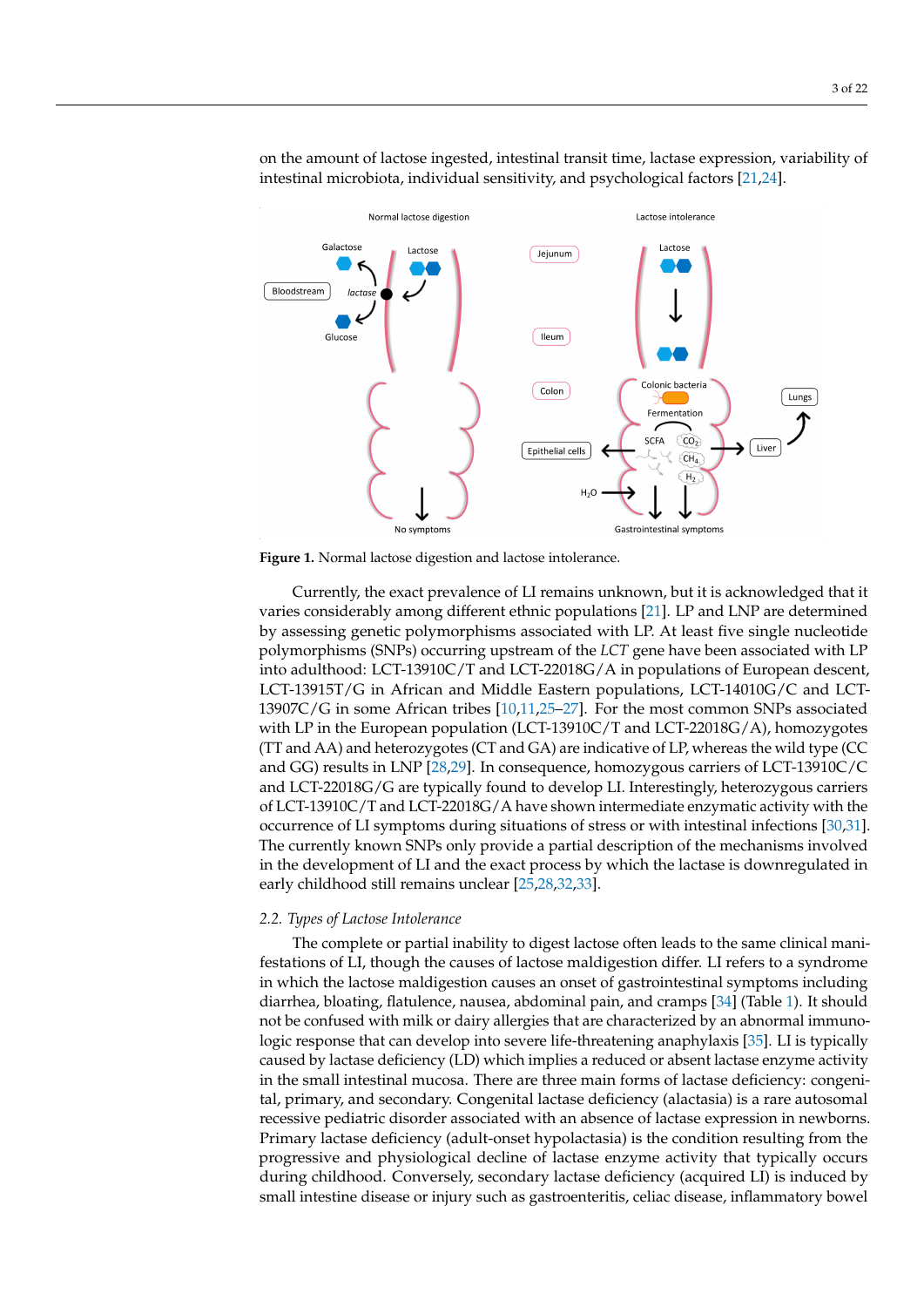on the amount of lactose ingested, intestinal transit time, lactase expression, variability of intestinal microbiota, individual sensitivity, and psychological factors [21,24].

**Figure 1.** Normal lactose digestion and lactose intolerance.

Currently, the exact prevalence of LI remains unknown, but it is acknowledged that it varies considerably among different ethnic populations [21]. LP and LNP are determined by assessing genetic polymorphisms associated with LP. At least five single nucleotide polymorphisms (SNPs) occurring upstream of the *LCT* gene have been associated with LP into adulthood: LCT-13910C/T and LCT-22018G/A in populations of European descent, LCT-13915T/G in African and Middle Eastern populations, LCT-14010G/C and LCT-13907C/G in some African tribes [10,11,25–27]. For the most common SNPs associated with LP in the European population (LCT-13910C/T and LCT-22018G/A), homozygotes (TT and AA) and heterozygotes (CT and GA) are indicative of LP, whereas the wild type (CC and GG) results in LNP [28,29]. In consequence, homozygous carriers of LCT-13910C/C and LCT-22018G/G are typically found to develop LI. Interestingly, heterozygous carriers of LCT-13910C/T and LCT-22018G/A have shown intermediate enzymatic activity with the occurrence of LI symptoms during situations of stress or with intestinal infections [30,31]. The currently known SNPs only provide a partial description of the mechanisms involved in the development of LI and the exact process by which the lactase is downregulated in early childhood still remains unclear [25,28,32,33].

### 2.2. Types of Lactose Intolerance

The complete or partial inability to digest lactose often leads to the same clinical manifestations of LI, though the causes of lactose maldigestion differ. LI refers to a syndrome in which the lactose maldigestion causes an onset of gastrointestinal symptoms including diarrhea, bloating, flatulence, nausea, abdominal pain, and cramps [34] (Table 1). It should not be confused with milk or dairy allergies that are characterized by an abnormal immunologic response that can develop into severe life-threatening anaphylaxis [35]. LI is typically caused by lactase deficiency (LD) which implies a reduced or absent lactase enzyme activity in the small intestinal mucosa. There are three main forms of lactase deficiency: congenital, primary, and secondary. Congenital lactase deficiency (alactasia) is a rare autosomal recessive pediatric disorder associated with an absence of lactase expression in newborns. Primary lactase deficiency (adult-onset hypolactasia) is the condition resulting from the progressive and physiological decline of lactase enzyme activity that typically occurs during childhood. Conversely, secondary lactase deficiency (acquired LI) is induced by small intestine disease or injury such as gastroenteritis, celiac disease, inflammatory bowel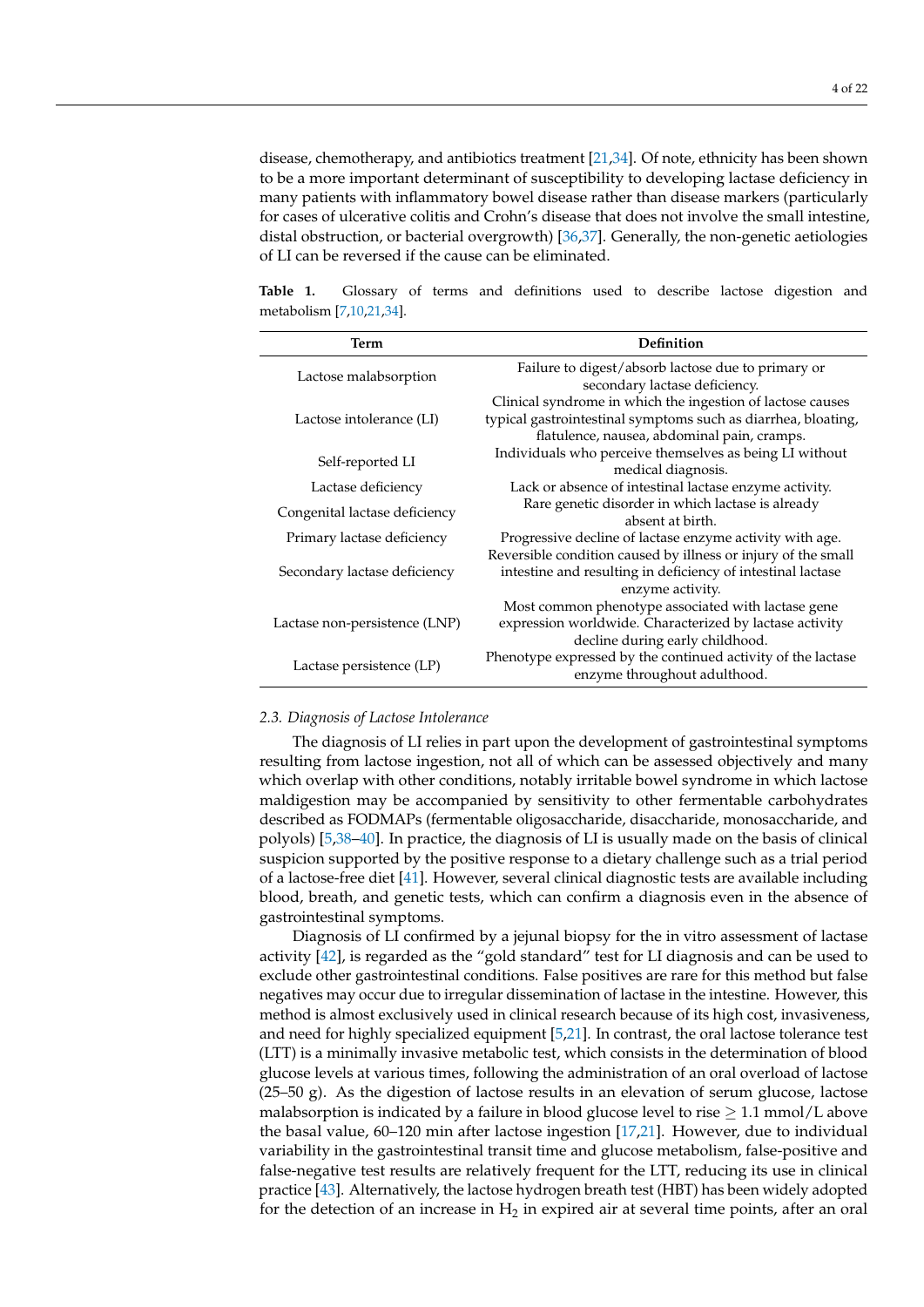disease, chemotherapy, and antibiotics treatment [21,34]. Of note, ethnicity has been shown to be a more important determinant of susceptibility to developing lactase deficiency in many patients with inflammatory bowel disease rather than disease markers (particularly for cases of ulcerative colitis and Crohn's disease that does not involve the small intestine, distal obstruction, or bacterial overgrowth) [36,37]. Generally, the non-genetic aetiologies of LI can be reversed if the cause can be eliminated.

**Table 1.** Glossary of terms and definitions used to describe lactose digestion and metabolism [7,10,21,34].

| Term | Definition |
|---|---|
| Lactose malabsorption | Failure to digest/absorb lactose due to primary or secondary lactase deficiency. |
| Lactose intolerance (LI) | Clinical syndrome in which the ingestion of lactose causes typical gastrointestinal symptoms such as diarrhea, bloating, flatulence, nausea, abdominal pain, cramps. |
| Self-reported LI | Individuals who perceive themselves as being LI without medical diagnosis. |
| Lactase deficiency | Lack or absence of intestinal lactase enzyme activity. |
| Congenital lactase deficiency | Rare genetic disorder in which lactase is already absent at birth. |
| Primary lactase deficiency | Progressive decline of lactase enzyme activity with age. |
| Secondary lactase deficiency | Reversible condition caused by illness or injury of the small intestine and resulting in deficiency of intestinal lactase enzyme activity. |
| Lactase non-persistence (LNP) | Most common phenotype associated with lactase gene expression worldwide. Characterized by lactase activity decline during early childhood. |
| Lactase persistence (LP) | Phenotype expressed by the continued activity of the lactase enzyme throughout adulthood. |

### *2.3. Diagnosis of Lactose Intolerance*

The diagnosis of LI relies in part upon the development of gastrointestinal symptoms resulting from lactose ingestion, not all of which can be assessed objectively and many which overlap with other conditions, notably irritable bowel syndrome in which lactose maldigestion may be accompanied by sensitivity to other fermentable carbohydrates described as FODMAPs (fermentable oligosaccharide, disaccharide, monosaccharide, and polyols) [5,38–40]. In practice, the diagnosis of LI is usually made on the basis of clinical suspicion supported by the positive response to a dietary challenge such as a trial period of a lactose-free diet [41]. However, several clinical diagnostic tests are available including blood, breath, and genetic tests, which can confirm a diagnosis even in the absence of gastrointestinal symptoms.

Diagnosis of LI confirmed by a jejunal biopsy for the in vitro assessment of lactase activity [42], is regarded as the "gold standard" test for LI diagnosis and can be used to exclude other gastrointestinal conditions. False positives are rare for this method but false negatives may occur due to irregular dissemination of lactase in the intestine. However, this method is almost exclusively used in clinical research because of its high cost, invasiveness, and need for highly specialized equipment [5,21]. In contrast, the oral lactose tolerance test (LTT) is a minimally invasive metabolic test, which consists in the determination of blood glucose levels at various times, following the administration of an oral overload of lactose (25–50 g). As the digestion of lactose results in an elevation of serum glucose, lactose malabsorption is indicated by a failure in blood glucose level to rise $\geq$ 1.1 mmol/L above the basal value, 60–120 min after lactose ingestion [17,21]. However, due to individual variability in the gastrointestinal transit time and glucose metabolism, false-positive and false-negative test results are relatively frequent for the LTT, reducing its use in clinical practice [43]. Alternatively, the lactose hydrogen breath test (HBT) has been widely adopted for the detection of an increase in $H_2$ in expired air at several time points, after an oral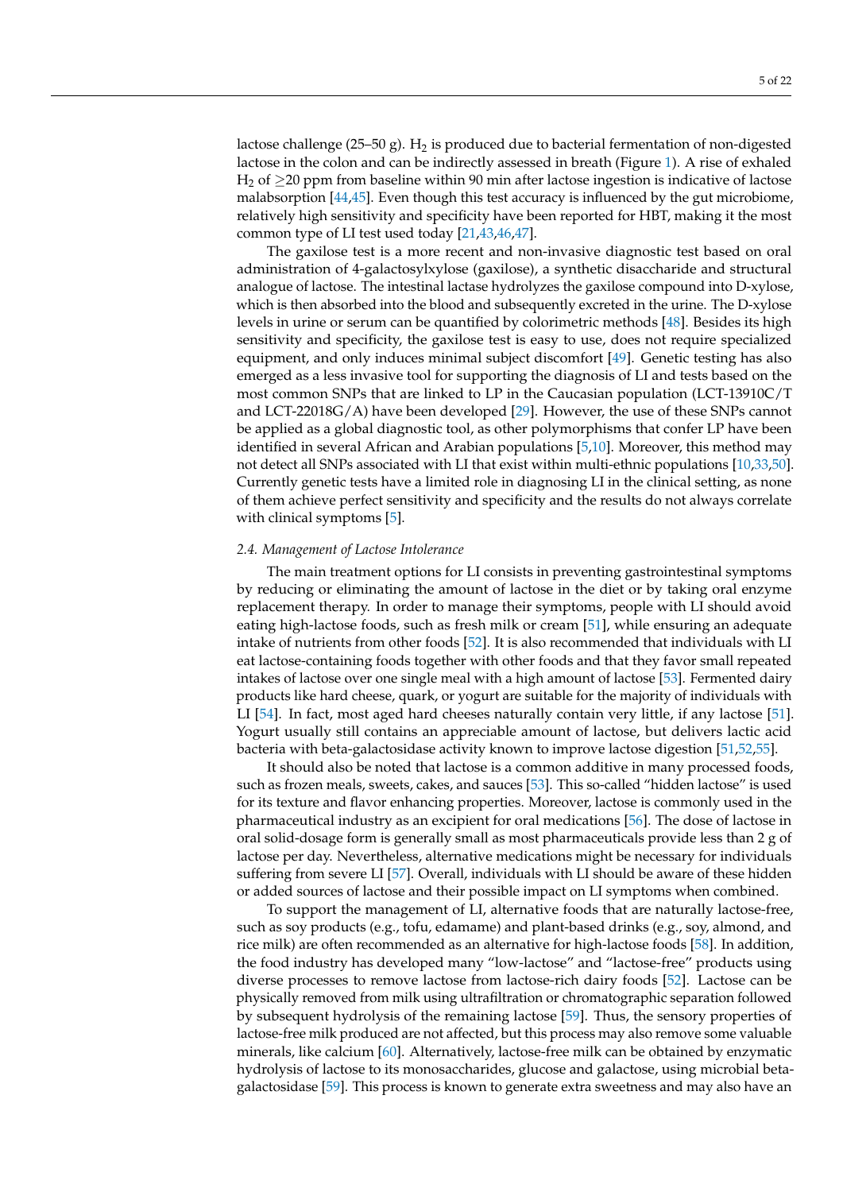lactose challenge (25–50 g). $H_2$ is produced due to bacterial fermentation of non-digested lactose in the colon and can be indirectly assessed in breath (Figure 1). A rise of exhaled $H_2$ of $\geq$20 ppm from baseline within 90 min after lactose ingestion is indicative of lactose malabsorption [44,45]. Even though this test accuracy is influenced by the gut microbiome, relatively high sensitivity and specificity have been reported for HBT, making it the most common type of LI test used today [21,43,46,47].

The gaxilose test is a more recent and non-invasive diagnostic test based on oral administration of 4-galactosylxylose (gaxilose), a synthetic disaccharide and structural analogue of lactose. The intestinal lactase hydrolyzes the gaxilose compound into D-xylose, which is then absorbed into the blood and subsequently excreted in the urine. The D-xylose levels in urine or serum can be quantified by colorimetric methods [48]. Besides its high sensitivity and specificity, the gaxilose test is easy to use, does not require specialized equipment, and only induces minimal subject discomfort [49]. Genetic testing has also emerged as a less invasive tool for supporting the diagnosis of LI and tests based on the most common SNPs that are linked to LP in the Caucasian population (LCT-13910C/T and LCT-22018G/A) have been developed [29]. However, the use of these SNPs cannot be applied as a global diagnostic tool, as other polymorphisms that confer LP have been identified in several African and Arabian populations [5,10]. Moreover, this method may not detect all SNPs associated with LI that exist within multi-ethnic populations [10,33,50]. Currently genetic tests have a limited role in diagnosing LI in the clinical setting, as none of them achieve perfect sensitivity and specificity and the results do not always correlate with clinical symptoms [5].

### *2.4. Management of Lactose Intolerance*

The main treatment options for LI consists in preventing gastrointestinal symptoms by reducing or eliminating the amount of lactose in the diet or by taking oral enzyme replacement therapy. In order to manage their symptoms, people with LI should avoid eating high-lactose foods, such as fresh milk or cream [51], while ensuring an adequate intake of nutrients from other foods [52]. It is also recommended that individuals with LI eat lactose-containing foods together with other foods and that they favor small repeated intakes of lactose over one single meal with a high amount of lactose [53]. Fermented dairy products like hard cheese, quark, or yogurt are suitable for the majority of individuals with LI [54]. In fact, most aged hard cheeses naturally contain very little, if any lactose [51]. Yogurt usually still contains an appreciable amount of lactose, but delivers lactic acid bacteria with beta-galactosidase activity known to improve lactose digestion [51,52,55].

It should also be noted that lactose is a common additive in many processed foods, such as frozen meals, sweets, cakes, and sauces [53]. This so-called "hidden lactose" is used for its texture and flavor enhancing properties. Moreover, lactose is commonly used in the pharmaceutical industry as an excipient for oral medications [56]. The dose of lactose in oral solid-dosage form is generally small as most pharmaceuticals provide less than 2 g of lactose per day. Nevertheless, alternative medications might be necessary for individuals suffering from severe LI [57]. Overall, individuals with LI should be aware of these hidden or added sources of lactose and their possible impact on LI symptoms when combined.

To support the management of LI, alternative foods that are naturally lactose-free, such as soy products (e.g., tofu, edamame) and plant-based drinks (e.g., soy, almond, and rice milk) are often recommended as an alternative for high-lactose foods [58]. In addition, the food industry has developed many "low-lactose" and "lactose-free" products using diverse processes to remove lactose from lactose-rich dairy foods [52]. Lactose can be physically removed from milk using ultrafiltration or chromatographic separation followed by subsequent hydrolysis of the remaining lactose [59]. Thus, the sensory properties of lactose-free milk produced are not affected, but this process may also remove some valuable minerals, like calcium [60]. Alternatively, lactose-free milk can be obtained by enzymatic hydrolysis of lactose to its monosaccharides, glucose and galactose, using microbial beta-galactosidase [59]. This process is known to generate extra sweetness and may also have an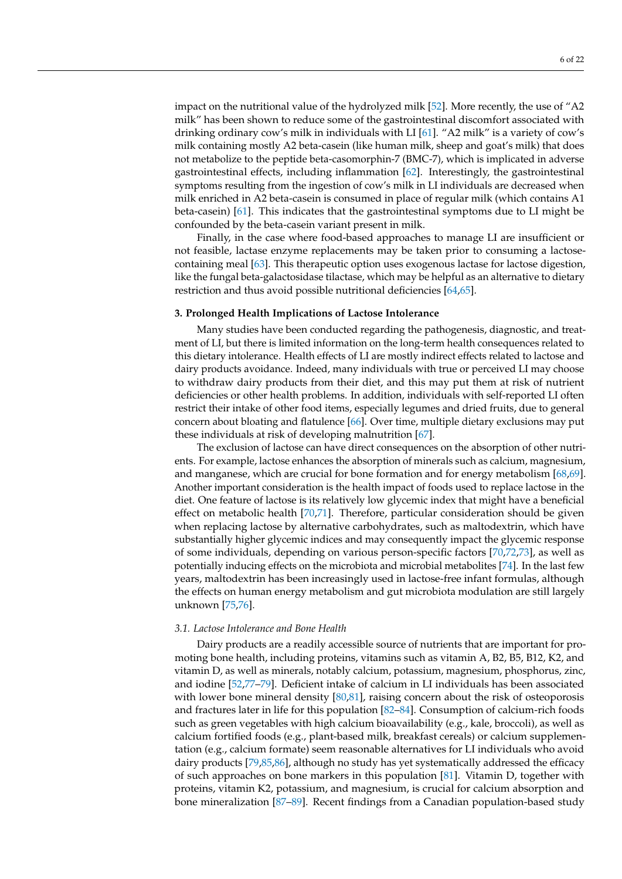impact on the nutritional value of the hydrolyzed milk [52]. More recently, the use of “A2 milk” has been shown to reduce some of the gastrointestinal discomfort associated with drinking ordinary cow’s milk in individuals with LI [61]. “A2 milk” is a variety of cow’s milk containing mostly A2 beta-casein (like human milk, sheep and goat’s milk) that does not metabolize to the peptide beta-casomorphin-7 (BMC-7), which is implicated in adverse gastrointestinal effects, including inflammation [62]. Interestingly, the gastrointestinal symptoms resulting from the ingestion of cow’s milk in LI individuals are decreased when milk enriched in A2 beta-casein is consumed in place of regular milk (which contains A1 beta-casein) [61]. This indicates that the gastrointestinal symptoms due to LI might be confounded by the beta-casein variant present in milk.

Finally, in the case where food-based approaches to manage LI are insufficient or not feasible, lactase enzyme replacements may be taken prior to consuming a lactose-containing meal [63]. This therapeutic option uses exogenous lactase for lactose digestion, like the fungal beta-galactosidase tilactase, which may be helpful as an alternative to dietary restriction and thus avoid possible nutritional deficiencies [64,65].

## 3. Prolonged Health Implications of Lactose Intolerance

Many studies have been conducted regarding the pathogenesis, diagnostic, and treatment of LI, but there is limited information on the long-term health consequences related to this dietary intolerance. Health effects of LI are mostly indirect effects related to lactose and dairy products avoidance. Indeed, many individuals with true or perceived LI may choose to withdraw dairy products from their diet, and this may put them at risk of nutrient deficiencies or other health problems. In addition, individuals with self-reported LI often restrict their intake of other food items, especially legumes and dried fruits, due to general concern about bloating and flatulence [66]. Over time, multiple dietary exclusions may put these individuals at risk of developing malnutrition [67].

The exclusion of lactose can have direct consequences on the absorption of other nutrients. For example, lactose enhances the absorption of minerals such as calcium, magnesium, and manganese, which are crucial for bone formation and for energy metabolism [68,69]. Another important consideration is the health impact of foods used to replace lactose in the diet. One feature of lactose is its relatively low glycemic index that might have a beneficial effect on metabolic health [70,71]. Therefore, particular consideration should be given when replacing lactose by alternative carbohydrates, such as maltodextrin, which have substantially higher glycemic indices and may consequently impact the glycemic response of some individuals, depending on various person-specific factors [70,72,73], as well as potentially inducing effects on the microbiota and microbial metabolites [74]. In the last few years, maltodextrin has been increasingly used in lactose-free infant formulas, although the effects on human energy metabolism and gut microbiota modulation are still largely unknown [75,76].

### *3.1. Lactose Intolerance and Bone Health*

Dairy products are a readily accessible source of nutrients that are important for promoting bone health, including proteins, vitamins such as vitamin A, B2, B5, B12, K2, and vitamin D, as well as minerals, notably calcium, potassium, magnesium, phosphorus, zinc, and iodine [52,77–79]. Deficient intake of calcium in LI individuals has been associated with lower bone mineral density [80,81], raising concern about the risk of osteoporosis and fractures later in life for this population [82–84]. Consumption of calcium-rich foods such as green vegetables with high calcium bioavailability (e.g., kale, broccoli), as well as calcium fortified foods (e.g., plant-based milk, breakfast cereals) or calcium supplementation (e.g., calcium formate) seem reasonable alternatives for LI individuals who avoid dairy products [79,85,86], although no study has yet systematically addressed the efficacy of such approaches on bone markers in this population [81]. Vitamin D, together with proteins, vitamin K2, potassium, and magnesium, is crucial for calcium absorption and bone mineralization [87–89]. Recent findings from a Canadian population-based study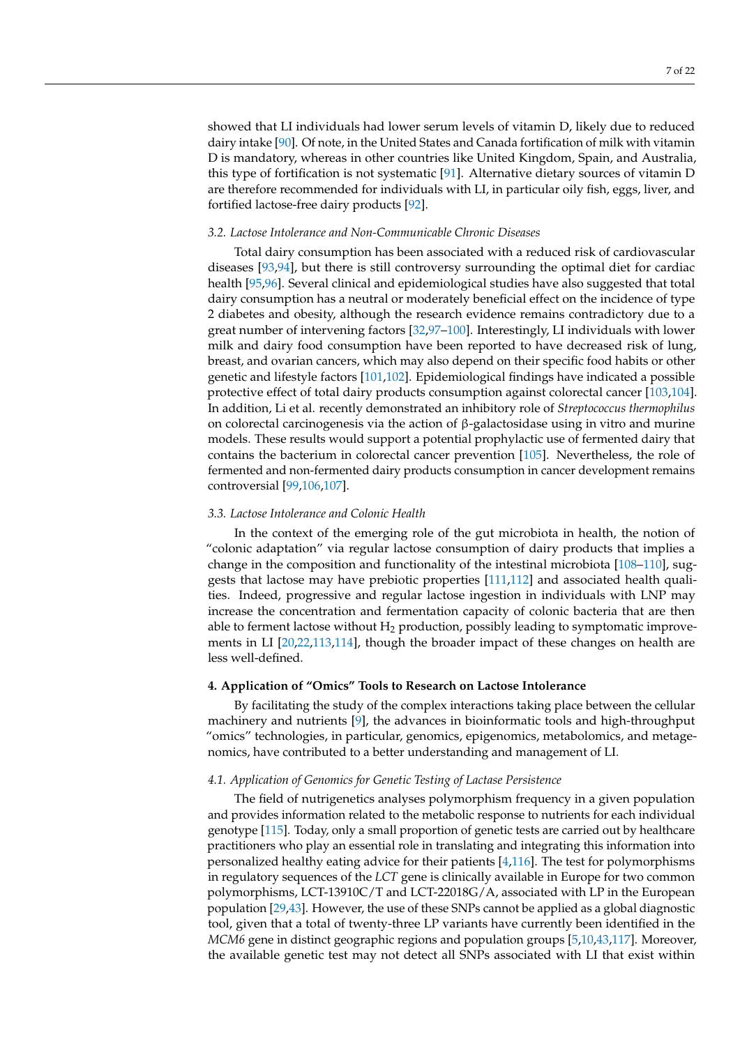showed that LI individuals had lower serum levels of vitamin D, likely due to reduced dairy intake [90]. Of note, in the United States and Canada fortification of milk with vitamin D is mandatory, whereas in other countries like United Kingdom, Spain, and Australia, this type of fortification is not systematic [91]. Alternative dietary sources of vitamin D are therefore recommended for individuals with LI, in particular oily fish, eggs, liver, and fortified lactose-free dairy products [92].

### *3.2. Lactose Intolerance and Non-Communicable Chronic Diseases*

Total dairy consumption has been associated with a reduced risk of cardiovascular diseases [93,94], but there is still controversy surrounding the optimal diet for cardiac health [95,96]. Several clinical and epidemiological studies have also suggested that total dairy consumption has a neutral or moderately beneficial effect on the incidence of type 2 diabetes and obesity, although the research evidence remains contradictory due to a great number of intervening factors [32,97–100]. Interestingly, LI individuals with lower milk and dairy food consumption have been reported to have decreased risk of lung, breast, and ovarian cancers, which may also depend on their specific food habits or other genetic and lifestyle factors [101,102]. Epidemiological findings have indicated a possible protective effect of total dairy products consumption against colorectal cancer [103,104]. In addition, Li et al. recently demonstrated an inhibitory role of *Streptococcus thermophilus* on colorectal carcinogenesis via the action of β-galactosidase using in vitro and murine models. These results would support a potential prophylactic use of fermented dairy that contains the bacterium in colorectal cancer prevention [105]. Nevertheless, the role of fermented and non-fermented dairy products consumption in cancer development remains controversial [99,106,107].

### *3.3. Lactose Intolerance and Colonic Health*

In the context of the emerging role of the gut microbiota in health, the notion of "colonic adaptation" via regular lactose consumption of dairy products that implies a change in the composition and functionality of the intestinal microbiota [108–110], suggests that lactose may have prebiotic properties [111,112] and associated health qualities. Indeed, progressive and regular lactose ingestion in individuals with LNP may increase the concentration and fermentation capacity of colonic bacteria that are then able to ferment lactose without $H_2$ production, possibly leading to symptomatic improvements in LI [20,22,113,114], though the broader impact of these changes on health are less well-defined.

## **4. Application of "Omics" Tools to Research on Lactose Intolerance**

By facilitating the study of the complex interactions taking place between the cellular machinery and nutrients [9], the advances in bioinformatic tools and high-throughput "omics" technologies, in particular, genomics, epigenomics, metabolomics, and metagenomics, have contributed to a better understanding and management of LI.

### *4.1. Application of Genomics for Genetic Testing of Lactase Persistence*

The field of nutrigenetics analyses polymorphism frequency in a given population and provides information related to the metabolic response to nutrients for each individual genotype [115]. Today, only a small proportion of genetic tests are carried out by healthcare practitioners who play an essential role in translating and integrating this information into personalized healthy eating advice for their patients [4,116]. The test for polymorphisms in regulatory sequences of the *LCT* gene is clinically available in Europe for two common polymorphisms, LCT-13910C/T and LCT-22018G/A, associated with LP in the European population [29,43]. However, the use of these SNPs cannot be applied as a global diagnostic tool, given that a total of twenty-three LP variants have currently been identified in the *MCM6* gene in distinct geographic regions and population groups [5,10,43,117]. Moreover, the available genetic test may not detect all SNPs associated with LI that exist within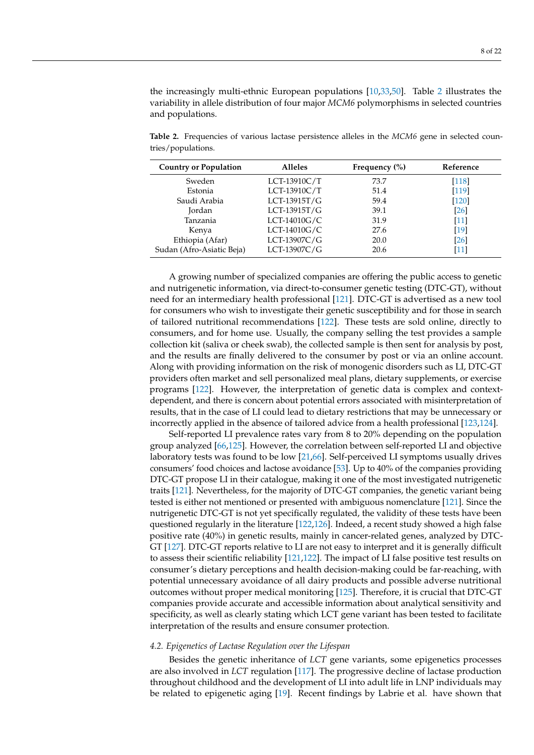the increasingly multi-ethnic European populations [10,33,50]. Table 2 illustrates the variability in allele distribution of four major *MCM6* polymorphisms in selected countries and populations.

**Table 2.** Frequencies of various lactase persistence alleles in the *MCM6* gene in selected countries/populations.

| Country or Population | Alleles | Frequency (%) | Reference |
|---|---|---|---|
| Sweden | LCT-13910C/T | 73.7 | [118] |
| Estonia | LCT-13910C/T | 51.4 | [119] |
| Saudi Arabia | LCT-13915T/G | 59.4 | [120] |
| Jordan | LCT-13915T/G | 39.1 | [26] |
| Tanzania | LCT-14010G/C | 31.9 | [11] |
| Kenya | LCT-14010G/C | 27.6 | [19] |
| Ethiopia (Afar) | LCT-13907C/G | 20.0 | [26] |
| Sudan (Afro-Asiatic Beja) | LCT-13907C/G | 20.6 | [11] |

A growing number of specialized companies are offering the public access to genetic and nutrigenetic information, via direct-to-consumer genetic testing (DTC-GT), without need for an intermediary health professional [121]. DTC-GT is advertised as a new tool for consumers who wish to investigate their genetic susceptibility and for those in search of tailored nutritional recommendations [122]. These tests are sold online, directly to consumers, and for home use. Usually, the company selling the test provides a sample collection kit (saliva or cheek swab), the collected sample is then sent for analysis by post, and the results are finally delivered to the consumer by post or via an online account. Along with providing information on the risk of monogenic disorders such as LI, DTC-GT providers often market and sell personalized meal plans, dietary supplements, or exercise programs [122]. However, the interpretation of genetic data is complex and context-dependent, and there is concern about potential errors associated with misinterpretation of results, that in the case of LI could lead to dietary restrictions that may be unnecessary or incorrectly applied in the absence of tailored advice from a health professional [123,124].

Self-reported LI prevalence rates vary from 8 to 20% depending on the population group analyzed [66,125]. However, the correlation between self-reported LI and objective laboratory tests was found to be low [21,66]. Self-perceived LI symptoms usually drives consumers' food choices and lactose avoidance [53]. Up to 40% of the companies providing DTC-GT propose LI in their catalogue, making it one of the most investigated nutrigenetic traits [121]. Nevertheless, for the majority of DTC-GT companies, the genetic variant being tested is either not mentioned or presented with ambiguous nomenclature [121]. Since the nutrigenetic DTC-GT is not yet specifically regulated, the validity of these tests have been questioned regularly in the literature [122,126]. Indeed, a recent study showed a high false positive rate (40%) in genetic results, mainly in cancer-related genes, analyzed by DTC-GT [127]. DTC-GT reports relative to LI are not easy to interpret and it is generally difficult to assess their scientific reliability [121,122]. The impact of LI false positive test results on consumer's dietary perceptions and health decision-making could be far-reaching, with potential unnecessary avoidance of all dairy products and possible adverse nutritional outcomes without proper medical monitoring [125]. Therefore, it is crucial that DTC-GT companies provide accurate and accessible information about analytical sensitivity and specificity, as well as clearly stating which LCT gene variant has been tested to facilitate interpretation of the results and ensure consumer protection.

### 4.2. Epigenetics of Lactase Regulation over the Lifespan

Besides the genetic inheritance of *LCT* gene variants, some epigenetics processes are also involved in *LCT* regulation [117]. The progressive decline of lactase production throughout childhood and the development of LI into adult life in LNP individuals may be related to epigenetic aging [19]. Recent findings by Labrie et al. have shown that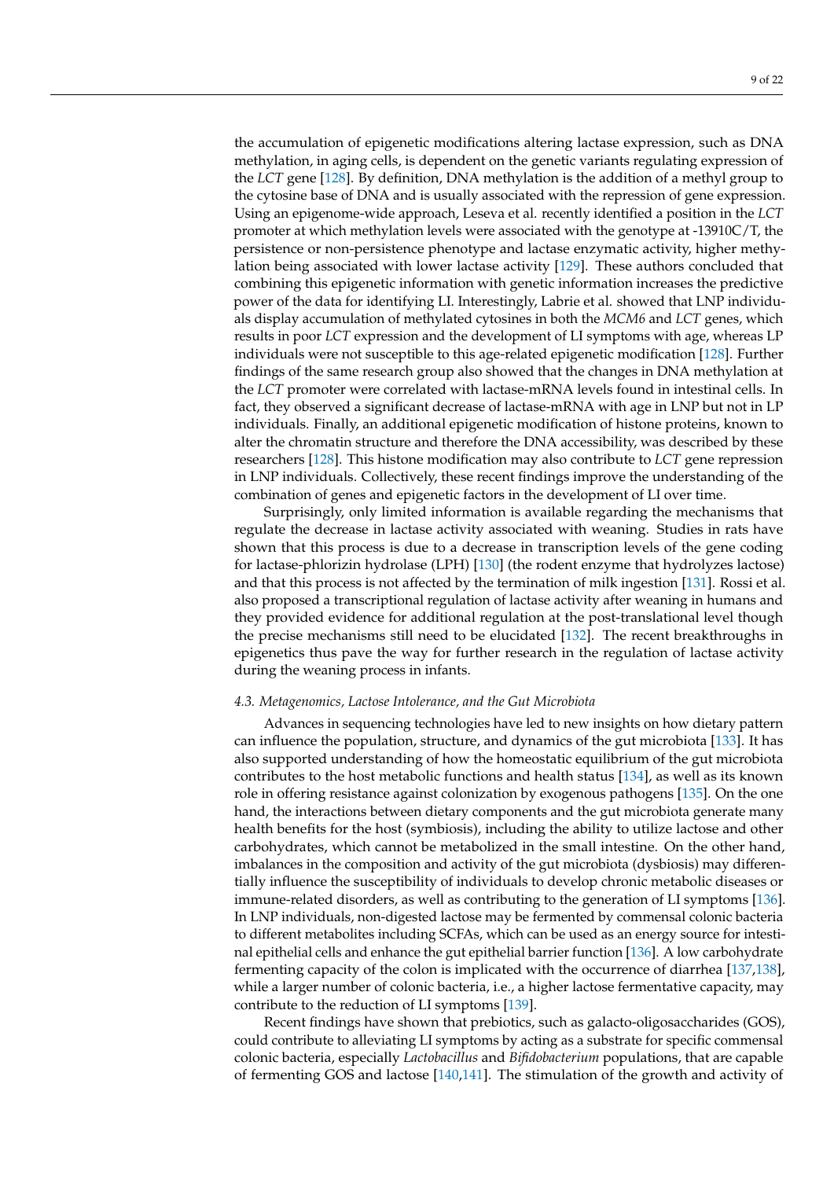the accumulation of epigenetic modifications altering lactase expression, such as DNA methylation, in aging cells, is dependent on the genetic variants regulating expression of the *LCT* gene [128]. By definition, DNA methylation is the addition of a methyl group to the cytosine base of DNA and is usually associated with the repression of gene expression. Using an epigenome-wide approach, Leseva et al. recently identified a position in the *LCT* promoter at which methylation levels were associated with the genotype at -13910C/T, the persistence or non-persistence phenotype and lactase enzymatic activity, higher methylation being associated with lower lactase activity [129]. These authors concluded that combining this epigenetic information with genetic information increases the predictive power of the data for identifying LI. Interestingly, Labrie et al. showed that LNP individuals display accumulation of methylated cytosines in both the *MCM6* and *LCT* genes, which results in poor *LCT* expression and the development of LI symptoms with age, whereas LP individuals were not susceptible to this age-related epigenetic modification [128]. Further findings of the same research group also showed that the changes in DNA methylation at the *LCT* promoter were correlated with lactase-mRNA levels found in intestinal cells. In fact, they observed a significant decrease of lactase-mRNA with age in LNP but not in LP individuals. Finally, an additional epigenetic modification of histone proteins, known to alter the chromatin structure and therefore the DNA accessibility, was described by these researchers [128]. This histone modification may also contribute to *LCT* gene repression in LNP individuals. Collectively, these recent findings improve the understanding of the combination of genes and epigenetic factors in the development of LI over time.

Surprisingly, only limited information is available regarding the mechanisms that regulate the decrease in lactase activity associated with weaning. Studies in rats have shown that this process is due to a decrease in transcription levels of the gene coding for lactase-phlorizin hydrolase (LPH) [130] (the rodent enzyme that hydrolyzes lactose) and that this process is not affected by the termination of milk ingestion [131]. Rossi et al. also proposed a transcriptional regulation of lactase activity after weaning in humans and they provided evidence for additional regulation at the post-translational level though the precise mechanisms still need to be elucidated [132]. The recent breakthroughs in epigenetics thus pave the way for further research in the regulation of lactase activity during the weaning process in infants.

### *4.3. Metagenomics, Lactose Intolerance, and the Gut Microbiota*

Advances in sequencing technologies have led to new insights on how dietary pattern can influence the population, structure, and dynamics of the gut microbiota [133]. It has also supported understanding of how the homeostatic equilibrium of the gut microbiota contributes to the host metabolic functions and health status [134], as well as its known role in offering resistance against colonization by exogenous pathogens [135]. On the one hand, the interactions between dietary components and the gut microbiota generate many health benefits for the host (symbiosis), including the ability to utilize lactose and other carbohydrates, which cannot be metabolized in the small intestine. On the other hand, imbalances in the composition and activity of the gut microbiota (dysbiosis) may differentially influence the susceptibility of individuals to develop chronic metabolic diseases or immune-related disorders, as well as contributing to the generation of LI symptoms [136]. In LNP individuals, non-digested lactose may be fermented by commensal colonic bacteria to different metabolites including SCFAs, which can be used as an energy source for intestinal epithelial cells and enhance the gut epithelial barrier function [136]. A low carbohydrate fermenting capacity of the colon is implicated with the occurrence of diarrhea [137,138], while a larger number of colonic bacteria, i.e., a higher lactose fermentative capacity, may contribute to the reduction of LI symptoms [139].

Recent findings have shown that prebiotics, such as galacto-oligosaccharides (GOS), could contribute to alleviating LI symptoms by acting as a substrate for specific commensal colonic bacteria, especially *Lactobacillus* and *Bifidobacterium* populations, that are capable of fermenting GOS and lactose [140,141]. The stimulation of the growth and activity of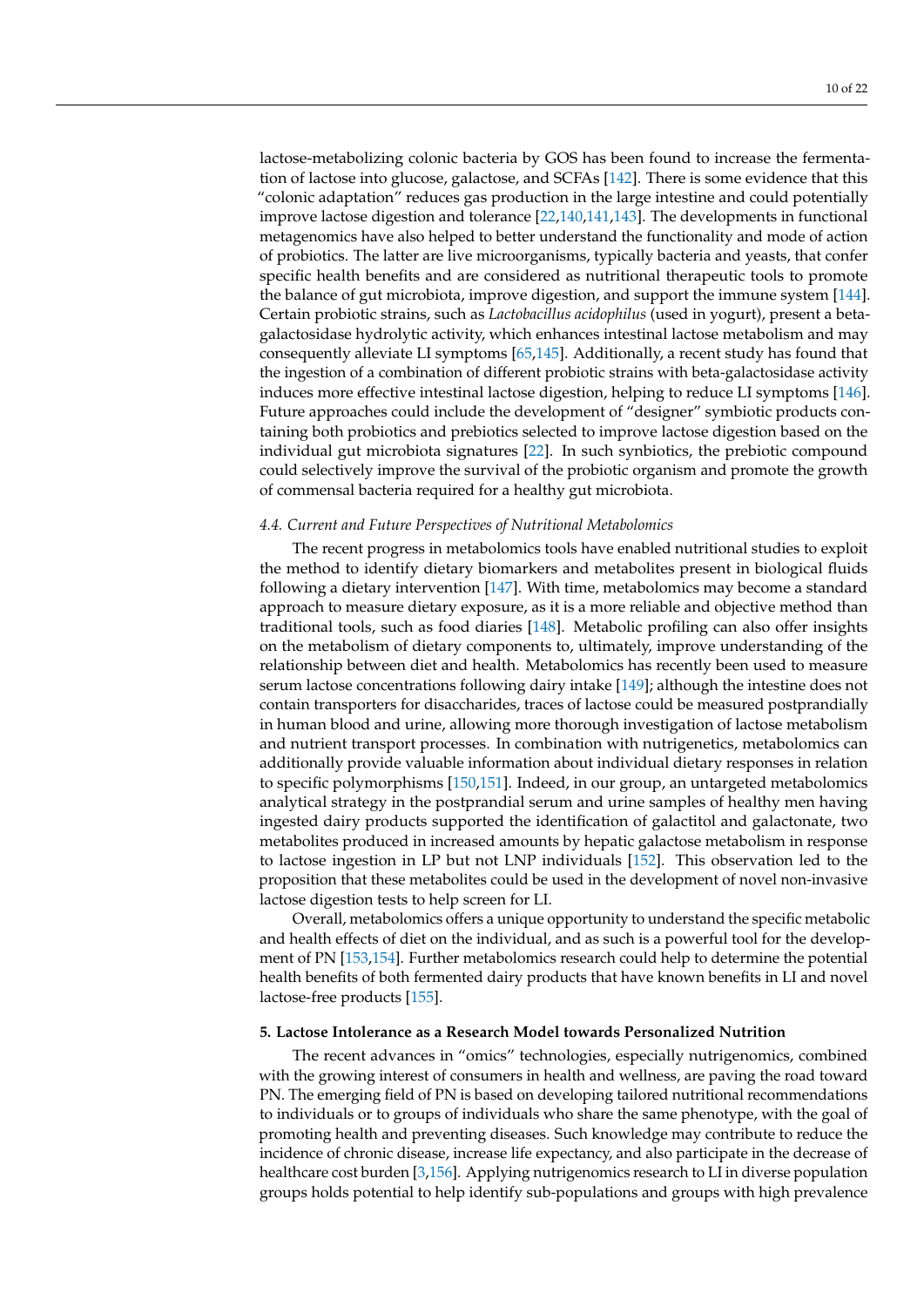lactose-metabolizing colonic bacteria by GOS has been found to increase the fermentation of lactose into glucose, galactose, and SCFAs [142]. There is some evidence that this "colonic adaptation" reduces gas production in the large intestine and could potentially improve lactose digestion and tolerance [22,140,141,143]. The developments in functional metagenomics have also helped to better understand the functionality and mode of action of probiotics. The latter are live microorganisms, typically bacteria and yeasts, that confer specific health benefits and are considered as nutritional therapeutic tools to promote the balance of gut microbiota, improve digestion, and support the immune system [144]. Certain probiotic strains, such as *Lactobacillus acidophilus* (used in yogurt), present a beta-galactosidase hydrolytic activity, which enhances intestinal lactose metabolism and may consequently alleviate LI symptoms [65,145]. Additionally, a recent study has found that the ingestion of a combination of different probiotic strains with beta-galactosidase activity induces more effective intestinal lactose digestion, helping to reduce LI symptoms [146]. Future approaches could include the development of "designer" symbiotic products containing both probiotics and prebiotics selected to improve lactose digestion based on the individual gut microbiota signatures [22]. In such synbiotics, the prebiotic compound could selectively improve the survival of the probiotic organism and promote the growth of commensal bacteria required for a healthy gut microbiota.

### 4.4. Current and Future Perspectives of Nutritional Metabolomics

The recent progress in metabolomics tools have enabled nutritional studies to exploit the method to identify dietary biomarkers and metabolites present in biological fluids following a dietary intervention [147]. With time, metabolomics may become a standard approach to measure dietary exposure, as it is a more reliable and objective method than traditional tools, such as food diaries [148]. Metabolic profiling can also offer insights on the metabolism of dietary components to, ultimately, improve understanding of the relationship between diet and health. Metabolomics has recently been used to measure serum lactose concentrations following dairy intake [149]; although the intestine does not contain transporters for disaccharides, traces of lactose could be measured postprandially in human blood and urine, allowing more thorough investigation of lactose metabolism and nutrient transport processes. In combination with nutrigenetics, metabolomics can additionally provide valuable information about individual dietary responses in relation to specific polymorphisms [150,151]. Indeed, in our group, an untargeted metabolomics analytical strategy in the postprandial serum and urine samples of healthy men having ingested dairy products supported the identification of galactitol and galactonate, two metabolites produced in increased amounts by hepatic galactose metabolism in response to lactose ingestion in LP but not LNP individuals [152]. This observation led to the proposition that these metabolites could be used in the development of novel non-invasive lactose digestion tests to help screen for LI.

Overall, metabolomics offers a unique opportunity to understand the specific metabolic and health effects of diet on the individual, and as such is a powerful tool for the development of PN [153,154]. Further metabolomics research could help to determine the potential health benefits of both fermented dairy products that have known benefits in LI and novel lactose-free products [155].

## 5. Lactose Intolerance as a Research Model towards Personalized Nutrition

The recent advances in "omics" technologies, especially nutrigenomics, combined with the growing interest of consumers in health and wellness, are paving the road toward PN. The emerging field of PN is based on developing tailored nutritional recommendations to individuals or to groups of individuals who share the same phenotype, with the goal of promoting health and preventing diseases. Such knowledge may contribute to reduce the incidence of chronic disease, increase life expectancy, and also participate in the decrease of healthcare cost burden [3,156]. Applying nutrigenomics research to LI in diverse population groups holds potential to help identify sub-populations and groups with high prevalence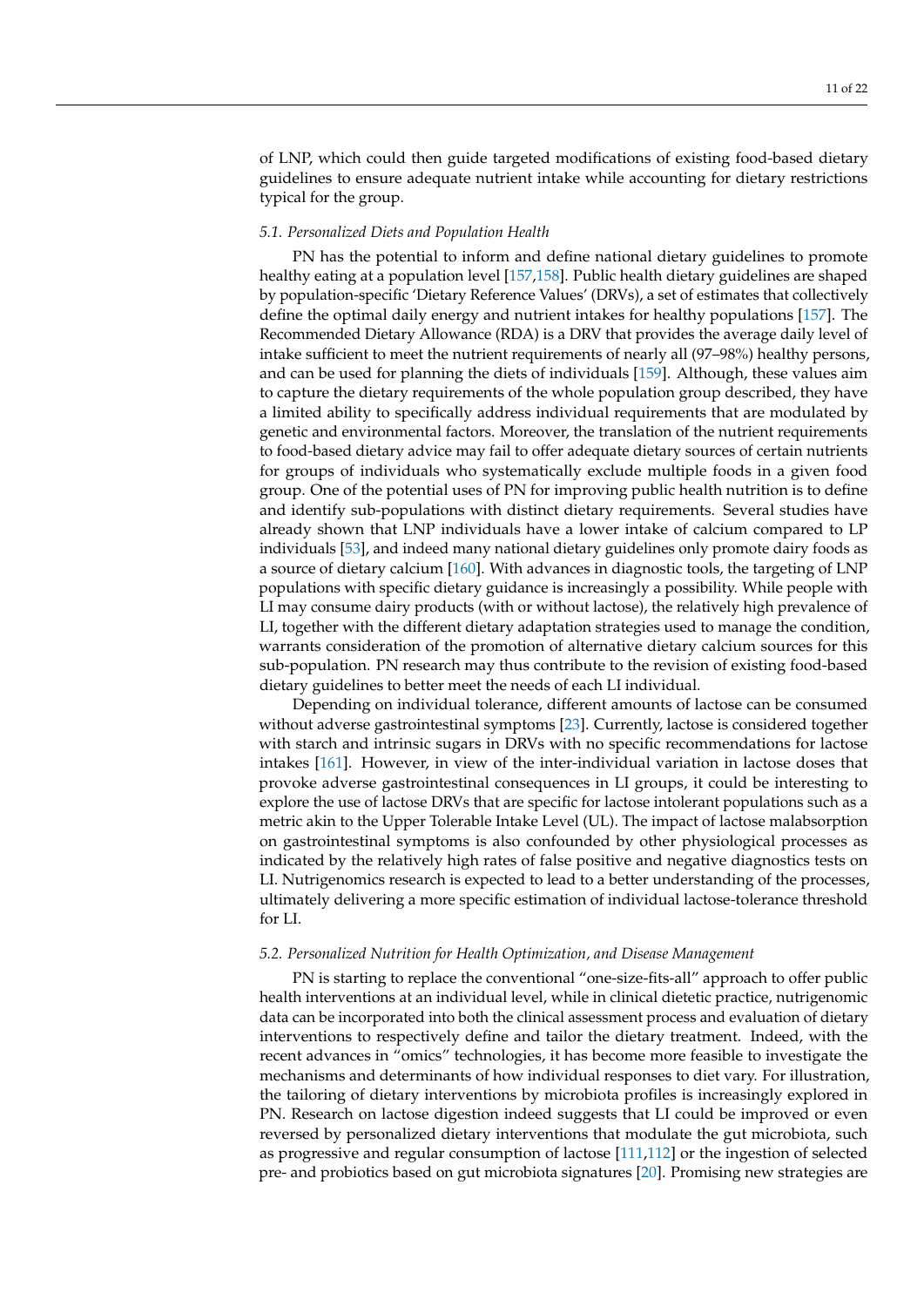of LNP, which could then guide targeted modifications of existing food-based dietary guidelines to ensure adequate nutrient intake while accounting for dietary restrictions typical for the group.

### *5.1. Personalized Diets and Population Health*

PN has the potential to inform and define national dietary guidelines to promote healthy eating at a population level [157,158]. Public health dietary guidelines are shaped by population-specific 'Dietary Reference Values' (DRVs), a set of estimates that collectively define the optimal daily energy and nutrient intakes for healthy populations [157]. The Recommended Dietary Allowance (RDA) is a DRV that provides the average daily level of intake sufficient to meet the nutrient requirements of nearly all (97–98%) healthy persons, and can be used for planning the diets of individuals [159]. Although, these values aim to capture the dietary requirements of the whole population group described, they have a limited ability to specifically address individual requirements that are modulated by genetic and environmental factors. Moreover, the translation of the nutrient requirements to food-based dietary advice may fail to offer adequate dietary sources of certain nutrients for groups of individuals who systematically exclude multiple foods in a given food group. One of the potential uses of PN for improving public health nutrition is to define and identify sub-populations with distinct dietary requirements. Several studies have already shown that LNP individuals have a lower intake of calcium compared to LP individuals [53], and indeed many national dietary guidelines only promote dairy foods as a source of dietary calcium [160]. With advances in diagnostic tools, the targeting of LNP populations with specific dietary guidance is increasingly a possibility. While people with LI may consume dairy products (with or without lactose), the relatively high prevalence of LI, together with the different dietary adaptation strategies used to manage the condition, warrants consideration of the promotion of alternative dietary calcium sources for this sub-population. PN research may thus contribute to the revision of existing food-based dietary guidelines to better meet the needs of each LI individual.

Depending on individual tolerance, different amounts of lactose can be consumed without adverse gastrointestinal symptoms [23]. Currently, lactose is considered together with starch and intrinsic sugars in DRVs with no specific recommendations for lactose intakes [161]. However, in view of the inter-individual variation in lactose doses that provoke adverse gastrointestinal consequences in LI groups, it could be interesting to explore the use of lactose DRVs that are specific for lactose intolerant populations such as a metric akin to the Upper Tolerable Intake Level (UL). The impact of lactose malabsorption on gastrointestinal symptoms is also confounded by other physiological processes as indicated by the relatively high rates of false positive and negative diagnostics tests on LI. Nutrigenomics research is expected to lead to a better understanding of the processes, ultimately delivering a more specific estimation of individual lactose-tolerance threshold for LI.

### *5.2. Personalized Nutrition for Health Optimization, and Disease Management*

PN is starting to replace the conventional "one-size-fits-all" approach to offer public health interventions at an individual level, while in clinical dietetic practice, nutrigenomic data can be incorporated into both the clinical assessment process and evaluation of dietary interventions to respectively define and tailor the dietary treatment. Indeed, with the recent advances in "omics" technologies, it has become more feasible to investigate the mechanisms and determinants of how individual responses to diet vary. For illustration, the tailoring of dietary interventions by microbiota profiles is increasingly explored in PN. Research on lactose digestion indeed suggests that LI could be improved or even reversed by personalized dietary interventions that modulate the gut microbiota, such as progressive and regular consumption of lactose [111,112] or the ingestion of selected pre- and probiotics based on gut microbiota signatures [20]. Promising new strategies are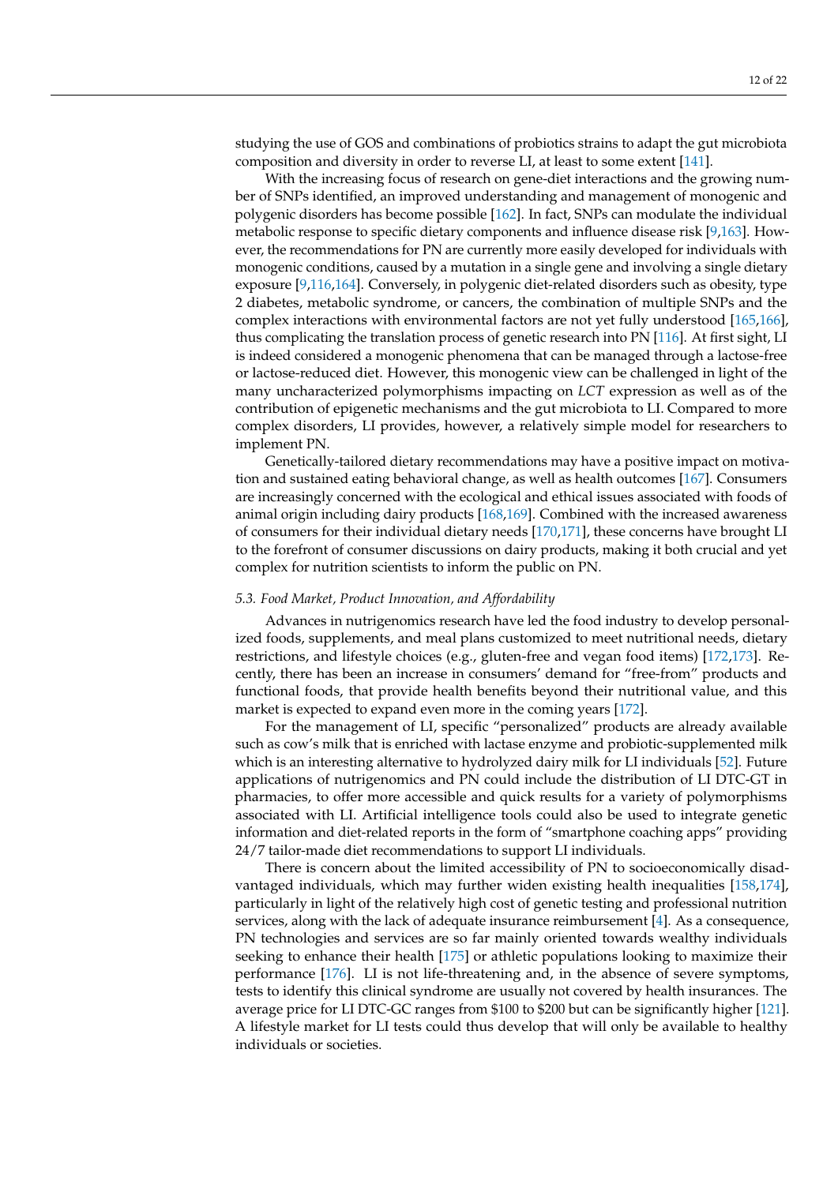studying the use of GOS and combinations of probiotics strains to adapt the gut microbiota composition and diversity in order to reverse LI, at least to some extent [141].

With the increasing focus of research on gene-diet interactions and the growing number of SNPs identified, an improved understanding and management of monogenic and polygenic disorders has become possible [162]. In fact, SNPs can modulate the individual metabolic response to specific dietary components and influence disease risk [9,163]. However, the recommendations for PN are currently more easily developed for individuals with monogenic conditions, caused by a mutation in a single gene and involving a single dietary exposure [9,116,164]. Conversely, in polygenic diet-related disorders such as obesity, type 2 diabetes, metabolic syndrome, or cancers, the combination of multiple SNPs and the complex interactions with environmental factors are not yet fully understood [165,166], thus complicating the translation process of genetic research into PN [116]. At first sight, LI is indeed considered a monogenic phenomena that can be managed through a lactose-free or lactose-reduced diet. However, this monogenic view can be challenged in light of the many uncharacterized polymorphisms impacting on *LCT* expression as well as of the contribution of epigenetic mechanisms and the gut microbiota to LI. Compared to more complex disorders, LI provides, however, a relatively simple model for researchers to implement PN.

Genetically-tailored dietary recommendations may have a positive impact on motivation and sustained eating behavioral change, as well as health outcomes [167]. Consumers are increasingly concerned with the ecological and ethical issues associated with foods of animal origin including dairy products [168,169]. Combined with the increased awareness of consumers for their individual dietary needs [170,171], these concerns have brought LI to the forefront of consumer discussions on dairy products, making it both crucial and yet complex for nutrition scientists to inform the public on PN.

### *5.3. Food Market, Product Innovation, and Affordability*

Advances in nutrigenomics research have led the food industry to develop personalized foods, supplements, and meal plans customized to meet nutritional needs, dietary restrictions, and lifestyle choices (e.g., gluten-free and vegan food items) [172,173]. Recently, there has been an increase in consumers' demand for "free-from" products and functional foods, that provide health benefits beyond their nutritional value, and this market is expected to expand even more in the coming years [172].

For the management of LI, specific "personalized" products are already available such as cow's milk that is enriched with lactase enzyme and probiotic-supplemented milk which is an interesting alternative to hydrolyzed dairy milk for LI individuals [52]. Future applications of nutrigenomics and PN could include the distribution of LI DTC-GT in pharmacies, to offer more accessible and quick results for a variety of polymorphisms associated with LI. Artificial intelligence tools could also be used to integrate genetic information and diet-related reports in the form of "smartphone coaching apps" providing 24/7 tailor-made diet recommendations to support LI individuals.

There is concern about the limited accessibility of PN to socioeconomically disadvantaged individuals, which may further widen existing health inequalities [158,174], particularly in light of the relatively high cost of genetic testing and professional nutrition services, along with the lack of adequate insurance reimbursement [4]. As a consequence, PN technologies and services are so far mainly oriented towards wealthy individuals seeking to enhance their health [175] or athletic populations looking to maximize their performance [176]. LI is not life-threatening and, in the absence of severe symptoms, tests to identify this clinical syndrome are usually not covered by health insurances. The average price for LI DTC-GC ranges from \$100 to \$200 but can be significantly higher [121]. A lifestyle market for LI tests could thus develop that will only be available to healthy individuals or societies.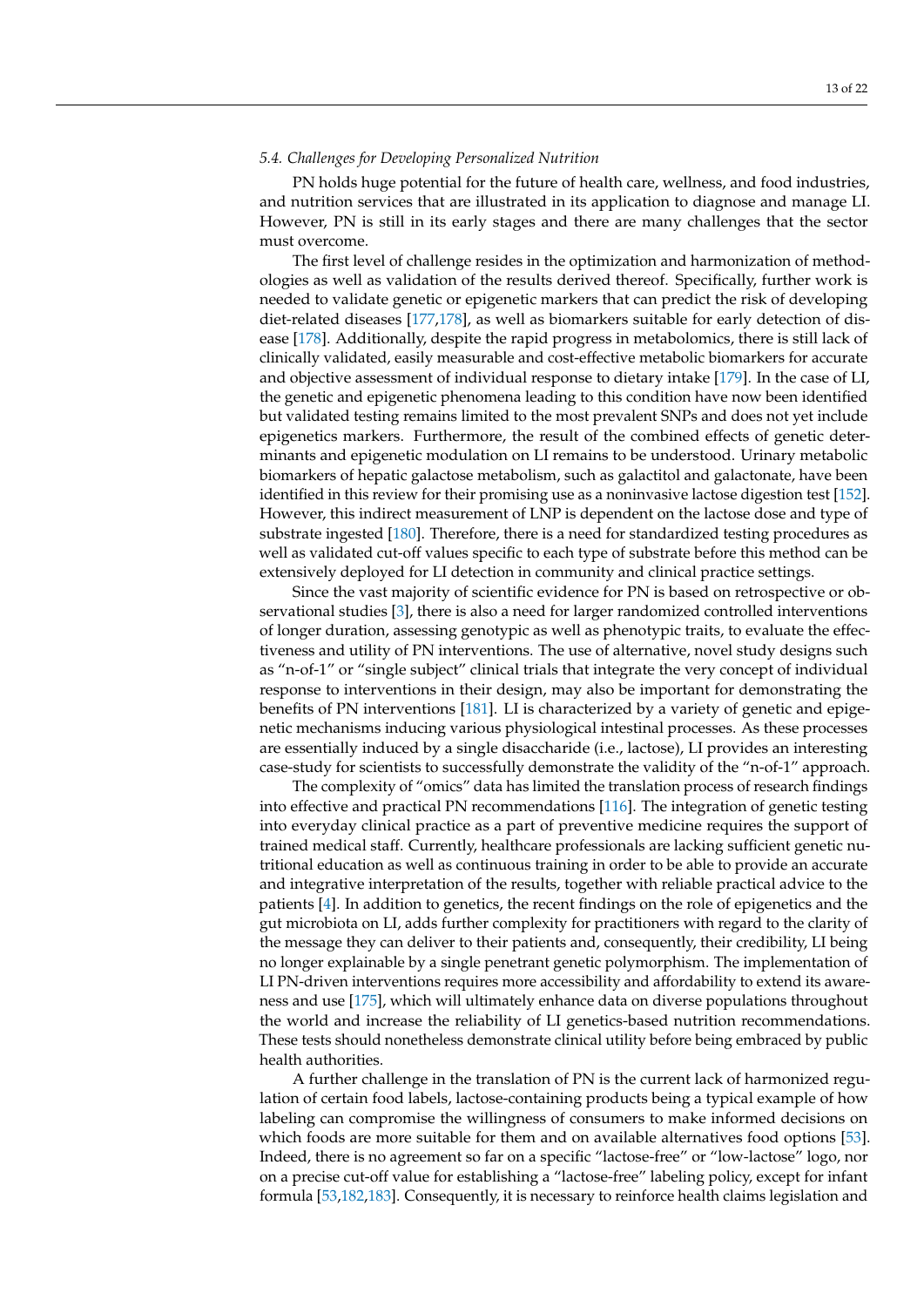### 5.4. Challenges for Developing Personalized Nutrition

PN holds huge potential for the future of health care, wellness, and food industries, and nutrition services that are illustrated in its application to diagnose and manage LI. However, PN is still in its early stages and there are many challenges that the sector must overcome.

The first level of challenge resides in the optimization and harmonization of methodologies as well as validation of the results derived thereof. Specifically, further work is needed to validate genetic or epigenetic markers that can predict the risk of developing diet-related diseases [177,178], as well as biomarkers suitable for early detection of disease [178]. Additionally, despite the rapid progress in metabolomics, there is still lack of clinically validated, easily measurable and cost-effective metabolic biomarkers for accurate and objective assessment of individual response to dietary intake [179]. In the case of LI, the genetic and epigenetic phenomena leading to this condition have now been identified but validated testing remains limited to the most prevalent SNPs and does not yet include epigenetics markers. Furthermore, the result of the combined effects of genetic determinants and epigenetic modulation on LI remains to be understood. Urinary metabolic biomarkers of hepatic galactose metabolism, such as galactitol and galactonate, have been identified in this review for their promising use as a noninvasive lactose digestion test [152]. However, this indirect measurement of LNP is dependent on the lactose dose and type of substrate ingested [180]. Therefore, there is a need for standardized testing procedures as well as validated cut-off values specific to each type of substrate before this method can be extensively deployed for LI detection in community and clinical practice settings.

Since the vast majority of scientific evidence for PN is based on retrospective or observational studies [3], there is also a need for larger randomized controlled interventions of longer duration, assessing genotypic as well as phenotypic traits, to evaluate the effectiveness and utility of PN interventions. The use of alternative, novel study designs such as "n-of-1" or "single subject" clinical trials that integrate the very concept of individual response to interventions in their design, may also be important for demonstrating the benefits of PN interventions [181]. LI is characterized by a variety of genetic and epigenetic mechanisms inducing various physiological intestinal processes. As these processes are essentially induced by a single disaccharide (i.e., lactose), LI provides an interesting case-study for scientists to successfully demonstrate the validity of the "n-of-1" approach.

The complexity of "omics" data has limited the translation process of research findings into effective and practical PN recommendations [116]. The integration of genetic testing into everyday clinical practice as a part of preventive medicine requires the support of trained medical staff. Currently, healthcare professionals are lacking sufficient genetic nutritional education as well as continuous training in order to be able to provide an accurate and integrative interpretation of the results, together with reliable practical advice to the patients [4]. In addition to genetics, the recent findings on the role of epigenetics and the gut microbiota on LI, adds further complexity for practitioners with regard to the clarity of the message they can deliver to their patients and, consequently, their credibility, LI being no longer explainable by a single penetrant genetic polymorphism. The implementation of LI PN-driven interventions requires more accessibility and affordability to extend its awareness and use [175], which will ultimately enhance data on diverse populations throughout the world and increase the reliability of LI genetics-based nutrition recommendations. These tests should nonetheless demonstrate clinical utility before being embraced by public health authorities.

A further challenge in the translation of PN is the current lack of harmonized regulation of certain food labels, lactose-containing products being a typical example of how labeling can compromise the willingness of consumers to make informed decisions on which foods are more suitable for them and on available alternatives food options [53]. Indeed, there is no agreement so far on a specific "lactose-free" or "low-lactose" logo, nor on a precise cut-off value for establishing a "lactose-free" labeling policy, except for infant formula [53,182,183]. Consequently, it is necessary to reinforce health claims legislation and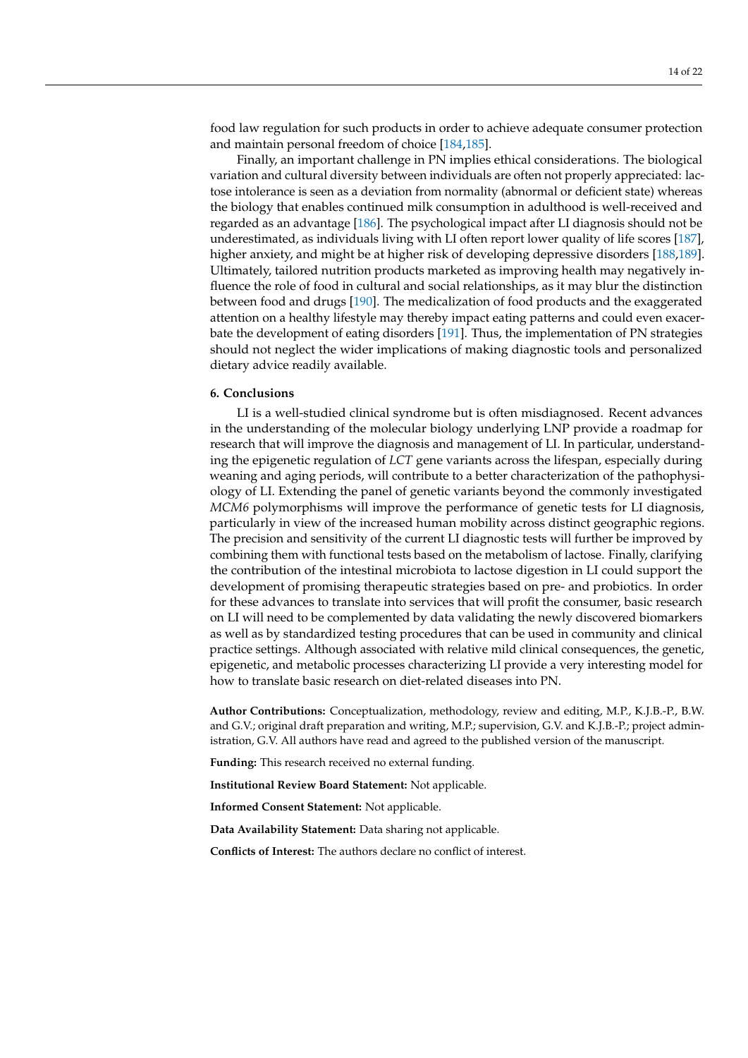food law regulation for such products in order to achieve adequate consumer protection and maintain personal freedom of choice [184,185].

Finally, an important challenge in PN implies ethical considerations. The biological variation and cultural diversity between individuals are often not properly appreciated: lactose intolerance is seen as a deviation from normality (abnormal or deficient state) whereas the biology that enables continued milk consumption in adulthood is well-received and regarded as an advantage [186]. The psychological impact after LI diagnosis should not be underestimated, as individuals living with LI often report lower quality of life scores [187], higher anxiety, and might be at higher risk of developing depressive disorders [188,189]. Ultimately, tailored nutrition products marketed as improving health may negatively influence the role of food in cultural and social relationships, as it may blur the distinction between food and drugs [190]. The medicalization of food products and the exaggerated attention on a healthy lifestyle may thereby impact eating patterns and could even exacerbate the development of eating disorders [191]. Thus, the implementation of PN strategies should not neglect the wider implications of making diagnostic tools and personalized dietary advice readily available.

## 6. Conclusions

LI is a well-studied clinical syndrome but is often misdiagnosed. Recent advances in the understanding of the molecular biology underlying LNP provide a roadmap for research that will improve the diagnosis and management of LI. In particular, understanding the epigenetic regulation of *LCT* gene variants across the lifespan, especially during weaning and aging periods, will contribute to a better characterization of the pathophysiology of LI. Extending the panel of genetic variants beyond the commonly investigated *MCM6* polymorphisms will improve the performance of genetic tests for LI diagnosis, particularly in view of the increased human mobility across distinct geographic regions. The precision and sensitivity of the current LI diagnostic tests will further be improved by combining them with functional tests based on the metabolism of lactose. Finally, clarifying the contribution of the intestinal microbiota to lactose digestion in LI could support the development of promising therapeutic strategies based on pre- and probiotics. In order for these advances to translate into services that will profit the consumer, basic research on LI will need to be complemented by data validating the newly discovered biomarkers as well as by standardized testing procedures that can be used in community and clinical practice settings. Although associated with relative mild clinical consequences, the genetic, epigenetic, and metabolic processes characterizing LI provide a very interesting model for how to translate basic research on diet-related diseases into PN.

**Author Contributions:** Conceptualization, methodology, review and editing, M.P., K.J.B.-P., B.W. and G.V.; original draft preparation and writing, M.P.; supervision, G.V. and K.J.B.-P.; project administration, G.V. All authors have read and agreed to the published version of the manuscript.

**Funding:** This research received no external funding.

**Institutional Review Board Statement:** Not applicable.

**Informed Consent Statement:** Not applicable.

**Data Availability Statement:** Data sharing not applicable.

**Conflicts of Interest:** The authors declare no conflict of interest.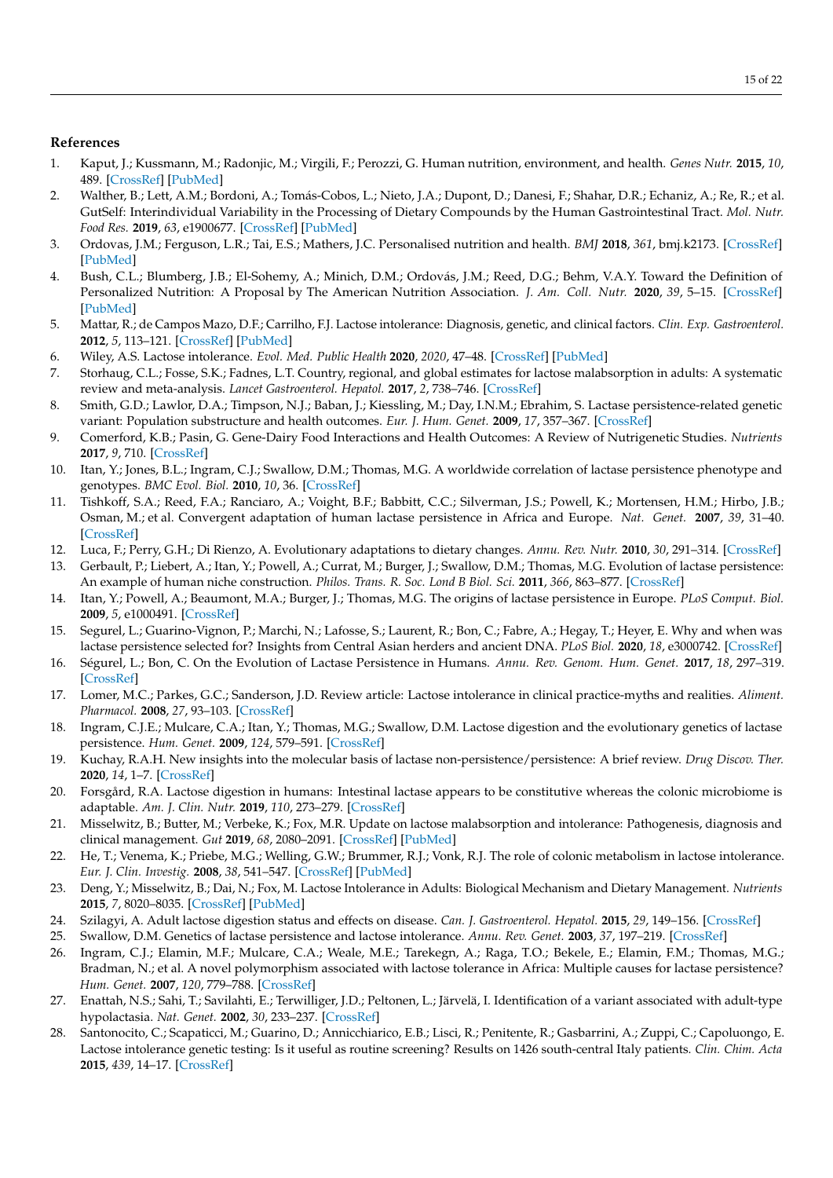## References

1. Kaput, J.; Kussmann, M.; Radonjic, M.; Virgili, F.; Perozzi, G. Human nutrition, environment, and health. *Genes Nutr.* **2015**, *10*, 489. [CrossRef] [PubMed]
2. Walther, B.; Lett, A.M.; Bordoni, A.; Tomás-Cobos, L.; Nieto, J.A.; Dupont, D.; Danesi, F.; Shahar, D.R.; Echaniz, A.; Re, R.; et al. GutSelf: Interindividual Variability in the Processing of Dietary Compounds by the Human Gastrointestinal Tract. *Mol. Nutr. Food Res.* **2019**, *63*, e1900677. [CrossRef] [PubMed]
3. Ordovas, J.M.; Ferguson, L.R.; Tai, E.S.; Mathers, J.C. Personalised nutrition and health. *BMJ* **2018**, *361*, bmj.k2173. [CrossRef] [PubMed]
4. Bush, C.L.; Blumberg, J.B.; El-Sohemy, A.; Minich, D.M.; Ordovás, J.M.; Reed, D.G.; Behm, V.A.Y. Toward the Definition of Personalized Nutrition: A Proposal by The American Nutrition Association. *J. Am. Coll. Nutr.* **2020**, *39*, 5–15. [CrossRef] [PubMed]
5. Mattar, R.; de Campos Mazo, D.F.; Carrilho, F.J. Lactose intolerance: Diagnosis, genetic, and clinical factors. *Clin. Exp. Gastroenterol.* **2012**, *5*, 113–121. [CrossRef] [PubMed]
6. Wiley, A.S. Lactose intolerance. *Evol. Med. Public Health* **2020**, *2020*, 47–48. [CrossRef] [PubMed]
7. Storhaug, C.L.; Fosse, S.K.; Fadnes, L.T. Country, regional, and global estimates for lactose malabsorption in adults: A systematic review and meta-analysis. *Lancet Gastroenterol. Hepatol.* **2017**, *2*, 738–746. [CrossRef]
8. Smith, G.D.; Lawlor, D.A.; Timpson, N.J.; Baban, J.; Kiessling, M.; Day, I.N.M.; Ebrahim, S. Lactase persistence-related genetic variant: Population substructure and health outcomes. *Eur. J. Hum. Genet.* **2009**, *17*, 357–367. [CrossRef]
9. Comerford, K.B.; Pasin, G. Gene-Dairy Food Interactions and Health Outcomes: A Review of Nutrigenetic Studies. *Nutrients* **2017**, *9*, 710. [CrossRef]
10. Itan, Y.; Jones, B.L.; Ingram, C.J.; Swallow, D.M.; Thomas, M.G. A worldwide correlation of lactase persistence phenotype and genotypes. *BMC Evol. Biol.* **2010**, *10*, 36. [CrossRef]
11. Tishkoff, S.A.; Reed, F.A.; Ranciaro, A.; Voight, B.F.; Babbitt, C.C.; Silverman, J.S.; Powell, K.; Mortensen, H.M.; Hirbo, J.B.; Osman, M.; et al. Convergent adaptation of human lactase persistence in Africa and Europe. *Nat. Genet.* **2007**, *39*, 31–40. [CrossRef]
12. Luca, F.; Perry, G.H.; Di Rienzo, A. Evolutionary adaptations to dietary changes. *Annu. Rev. Nutr.* **2010**, *30*, 291–314. [CrossRef]
13. Gerbault, P.; Liebert, A.; Itan, Y.; Powell, A.; Currat, M.; Burger, J.; Swallow, D.M.; Thomas, M.G. Evolution of lactase persistence: An example of human niche construction. *Philos. Trans. R. Soc. Lond B Biol. Sci.* **2011**, *366*, 863–877. [CrossRef]
14. Itan, Y.; Powell, A.; Beaumont, M.A.; Burger, J.; Thomas, M.G. The origins of lactase persistence in Europe. *PLoS Comput. Biol.* **2009**, *5*, e1000491. [CrossRef]
15. Segurel, L.; Guarino-Vignon, P.; Marchi, N.; Lafosse, S.; Laurent, R.; Bon, C.; Fabre, A.; Hegay, T.; Heyer, E. Why and when was lactase persistence selected for? Insights from Central Asian herders and ancient DNA. *PLoS Biol.* **2020**, *18*, e3000742. [CrossRef]
16. Ségurel, L.; Bon, C. On the Evolution of Lactase Persistence in Humans. *Annu. Rev. Genom. Hum. Genet.* **2017**, *18*, 297–319. [CrossRef]
17. Lomer, M.C.; Parkes, G.C.; Sanderson, J.D. Review article: Lactose intolerance in clinical practice-myths and realities. *Aliment. Pharmacol.* **2008**, *27*, 93–103. [CrossRef]
18. Ingram, C.J.E.; Mulcare, C.A.; Itan, Y.; Thomas, M.G.; Swallow, D.M. Lactose digestion and the evolutionary genetics of lactase persistence. *Hum. Genet.* **2009**, *124*, 579–591. [CrossRef]
19. Kuchay, R.A.H. New insights into the molecular basis of lactase non-persistence/persistence: A brief review. *Drug Discov. Ther.* **2020**, *14*, 1–7. [CrossRef]
20. Forsgård, R.A. Lactose digestion in humans: Intestinal lactase appears to be constitutive whereas the colonic microbiome is adaptable. *Am. J. Clin. Nutr.* **2019**, *110*, 273–279. [CrossRef]
21. Misselwitz, B.; Butter, M.; Verbeke, K.; Fox, M.R. Update on lactose malabsorption and intolerance: Pathogenesis, diagnosis and clinical management. *Gut* **2019**, *68*, 2080–2091. [CrossRef] [PubMed]
22. He, T.; Venema, K.; Priebe, M.G.; Welling, G.W.; Brummer, R.J.; Vonk, R.J. The role of colonic metabolism in lactose intolerance. *Eur. J. Clin. Investig.* **2008**, *38*, 541–547. [CrossRef] [PubMed]
23. Deng, Y.; Misselwitz, B.; Dai, N.; Fox, M. Lactose Intolerance in Adults: Biological Mechanism and Dietary Management. *Nutrients* **2015**, *7*, 8020–8035. [CrossRef] [PubMed]
24. Szilagyi, A. Adult lactose digestion status and effects on disease. *Can. J. Gastroenterol. Hepatol.* **2015**, *29*, 149–156. [CrossRef]
25. Swallow, D.M. Genetics of lactase persistence and lactose intolerance. *Annu. Rev. Genet.* **2003**, *37*, 197–219. [CrossRef]
26. Ingram, C.J.; Elamin, M.F.; Mulcare, C.A.; Weale, M.E.; Tarekegn, A.; Raga, T.O.; Bekele, E.; Elamin, F.M.; Thomas, M.G.; Bradman, N.; et al. A novel polymorphism associated with lactose tolerance in Africa: Multiple causes for lactase persistence? *Hum. Genet.* **2007**, *120*, 779–788. [CrossRef]
27. Enattah, N.S.; Sahi, T.; Savilahti, E.; Terwilliger, J.D.; Peltonen, L.; Järvelä, I. Identification of a variant associated with adult-type hypolactasia. *Nat. Genet.* **2002**, *30*, 233–237. [CrossRef]
28. Santonocito, C.; Scapaticci, M.; Guarino, D.; Annicchiarico, E.B.; Lisci, R.; Penitente, R.; Gasbarrini, A.; Zuppi, C.; Capoluongo, E. Lactose intolerance genetic testing: Is it useful as routine screening? Results on 1426 south-central Italy patients. *Clin. Chim. Acta* **2015**, *439*, 14–17. [CrossRef]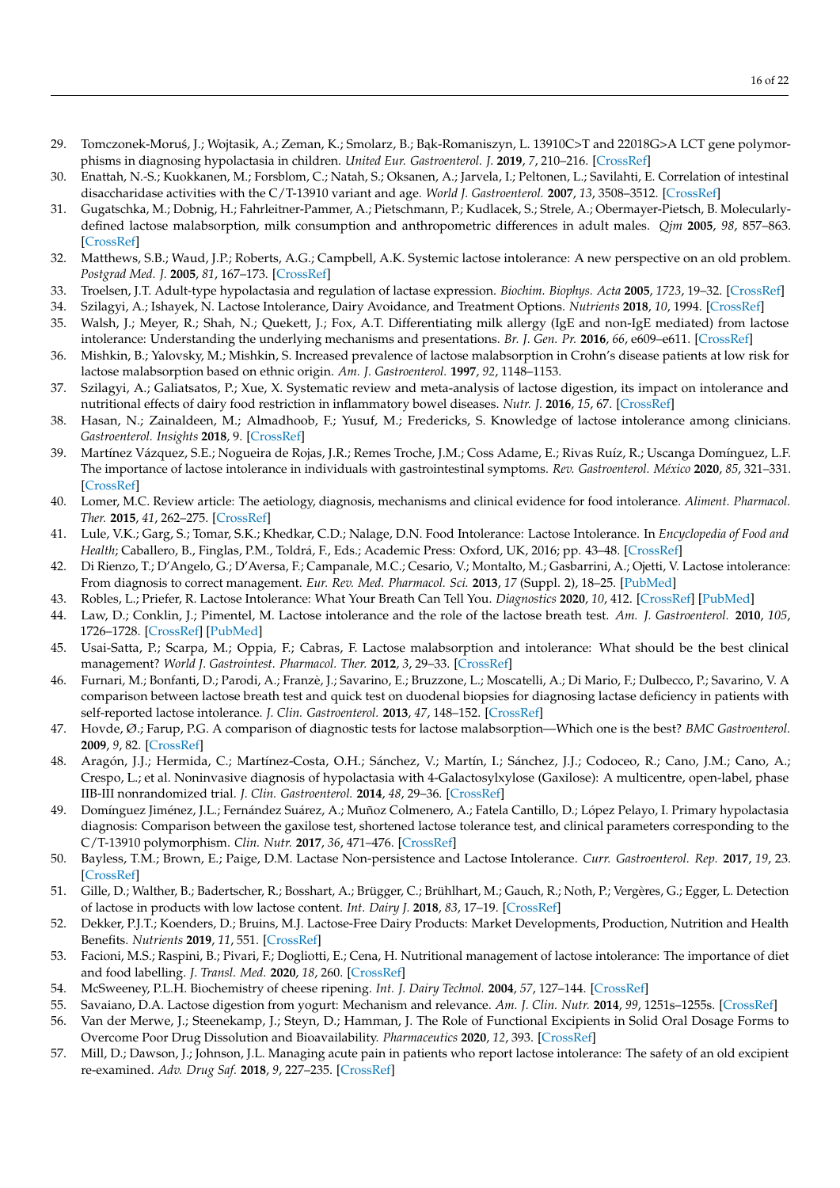29. Tomczonek-Moruś, J.; Wojtasik, A.; Zeman, K.; Smolarz, B.; Bąk-Romaniszyn, L. 13910C>T and 22018G>A LCT gene polymorphisms in diagnosing hypolactasia in children. *United Eur. Gastroenterol. J.* **2019**, *7*, 210–216. [CrossRef]
30. Enattah, N.-S.; Kuokkanen, M.; Forsblom, C.; Natah, S.; Oksanen, A.; Jarvela, I.; Peltonen, L.; Savilahti, E. Correlation of intestinal disaccharidase activities with the C/T-13910 variant and age. *World J. Gastroenterol.* **2007**, *13*, 3508–3512. [CrossRef]
31. Gugatschka, M.; Dobnig, H.; Fahrleitner-Pammer, A.; Pietschmann, P.; Kudlacek, S.; Strele, A.; Obermayer-Pietsch, B. Molecularly-defined lactose malabsorption, milk consumption and anthropometric differences in adult males. *Qjm* **2005**, *98*, 857–863. [CrossRef]
32. Matthews, S.B.; Waud, J.P.; Roberts, A.G.; Campbell, A.K. Systemic lactose intolerance: A new perspective on an old problem. *Postgrad Med. J.* **2005**, *81*, 167–173. [CrossRef]
33. Troelsen, J.T. Adult-type hypolactasia and regulation of lactase expression. *Biochim. Biophys. Acta* **2005**, *1723*, 19–32. [CrossRef]
34. Szilagyi, A.; Ishayek, N. Lactose Intolerance, Dairy Avoidance, and Treatment Options. *Nutrients* **2018**, *10*, 1994. [CrossRef]
35. Walsh, J.; Meyer, R.; Shah, N.; Quekett, J.; Fox, A.T. Differentiating milk allergy (IgE and non-IgE mediated) from lactose intolerance: Understanding the underlying mechanisms and presentations. *Br. J. Gen. Pr.* **2016**, *66*, e609–e611. [CrossRef]
36. Mishkin, B.; Yalovsky, M.; Mishkin, S. Increased prevalence of lactose malabsorption in Crohn's disease patients at low risk for lactose malabsorption based on ethnic origin. *Am. J. Gastroenterol.* **1997**, *92*, 1148–1153.
37. Szilagyi, A.; Galiatsatos, P.; Xue, X. Systematic review and meta-analysis of lactose digestion, its impact on intolerance and nutritional effects of dairy food restriction in inflammatory bowel diseases. *Nutr. J.* **2016**, *15*, 67. [CrossRef]
38. Hasan, N.; Zainaldeen, M.; Almadhoob, F.; Yusuf, M.; Fredericks, S. Knowledge of lactose intolerance among clinicians. *Gastroenterol. Insights* **2018**, 9. [CrossRef]
39. Martínez Vázquez, S.E.; Nogueira de Rojas, J.R.; Remes Troche, J.M.; Coss Adame, E.; Rivas Ruíz, R.; Uscanga Domínguez, L.F. The importance of lactose intolerance in individuals with gastrointestinal symptoms. *Rev. Gastroenterol. México* **2020**, *85*, 321–331. [CrossRef]
40. Lomer, M.C. Review article: The aetiology, diagnosis, mechanisms and clinical evidence for food intolerance. *Aliment. Pharmacol. Ther.* **2015**, *41*, 262–275. [CrossRef]
41. Lule, V.K.; Garg, S.; Tomar, S.K.; Khedkar, C.D.; Nalage, D.N. Food Intolerance: Lactose Intolerance. In *Encyclopedia of Food and Health*; Caballero, B., Finglas, P.M., Toldrá, F., Eds.; Academic Press: Oxford, UK, 2016; pp. 43–48. [CrossRef]
42. Di Rienzo, T.; D'Angelo, G.; D'Aversa, F.; Campanale, M.C.; Cesario, V.; Montalto, M.; Gasbarrini, A.; Ojetti, V. Lactose intolerance: From diagnosis to correct management. *Eur. Rev. Med. Pharmacol. Sci.* **2013**, *17* (Suppl. 2), 18–25. [PubMed]
43. Robles, L.; Priefer, R. Lactose Intolerance: What Your Breath Can Tell You. *Diagnostics* **2020**, *10*, 412. [CrossRef] [PubMed]
44. Law, D.; Conklin, J.; Pimentel, M. Lactose intolerance and the role of the lactose breath test. *Am. J. Gastroenterol.* **2010**, *105*, 1726–1728. [CrossRef] [PubMed]
45. Usai-Satta, P.; Scarpa, M.; Oppia, F.; Cabras, F. Lactose malabsorption and intolerance: What should be the best clinical management? *World J. Gastrointest. Pharmacol. Ther.* **2012**, *3*, 29–33. [CrossRef]
46. Furnari, M.; Bonfanti, D.; Parodi, A.; Franzè, J.; Savarino, E.; Bruzzone, L.; Moscatelli, A.; Di Mario, F.; Dulbecco, P.; Savarino, V. A comparison between lactose breath test and quick test on duodenal biopsies for diagnosing lactase deficiency in patients with self-reported lactose intolerance. *J. Clin. Gastroenterol.* **2013**, *47*, 148–152. [CrossRef]
47. Hovde, Ø.; Farup, P.G. A comparison of diagnostic tests for lactose malabsorption—Which one is the best? *BMC Gastroenterol.* **2009**, *9*, 82. [CrossRef]
48. Aragón, J.J.; Hermida, C.; Martínez-Costa, O.H.; Sánchez, V.; Martín, I.; Sánchez, J.J.; Codoceo, R.; Cano, J.M.; Cano, A.; Crespo, L.; et al. Noninvasive diagnosis of hypolactasia with 4-Galactosylxylose (Gaxilose): A multicentre, open-label, phase IIB-III nonrandomized trial. *J. Clin. Gastroenterol.* **2014**, *48*, 29–36. [CrossRef]
49. Domínguez Jiménez, J.L.; Fernández Suárez, A.; Muñoz Colmenero, A.; Fatela Cantillo, D.; López Pelayo, I. Primary hypolactasia diagnosis: Comparison between the gaxilose test, shortened lactose tolerance test, and clinical parameters corresponding to the C/T-13910 polymorphism. *Clin. Nutr.* **2017**, *36*, 471–476. [CrossRef]
50. Bayless, T.M.; Brown, E.; Paige, D.M. Lactase Non-persistence and Lactose Intolerance. *Curr. Gastroenterol. Rep.* **2017**, *19*, 23. [CrossRef]
51. Gille, D.; Walther, B.; Badertscher, R.; Bosshart, A.; Brügger, C.; Brühlhart, M.; Gauch, R.; Noth, P.; Vergères, G.; Egger, L. Detection of lactose in products with low lactose content. *Int. Dairy J.* **2018**, *83*, 17–19. [CrossRef]
52. Dekker, P.J.T.; Koenders, D.; Bruins, M.J. Lactose-Free Dairy Products: Market Developments, Production, Nutrition and Health Benefits. *Nutrients* **2019**, *11*, 551. [CrossRef]
53. Facioni, M.S.; Raspini, B.; Pivari, F.; Dogliotti, E.; Cena, H. Nutritional management of lactose intolerance: The importance of diet and food labelling. *J. Transl. Med.* **2020**, *18*, 260. [CrossRef]
54. McSweeney, P.L.H. Biochemistry of cheese ripening. *Int. J. Dairy Technol.* **2004**, *57*, 127–144. [CrossRef]
55. Savaiano, D.A. Lactose digestion from yogurt: Mechanism and relevance. *Am. J. Clin. Nutr.* **2014**, *99*, 1251s–1255s. [CrossRef]
56. Van der Merwe, J.; Steenekamp, J.; Steyn, D.; Hamman, J. The Role of Functional Excipients in Solid Oral Dosage Forms to Overcome Poor Drug Dissolution and Bioavailability. *Pharmaceutics* **2020**, *12*, 393. [CrossRef]
57. Mill, D.; Dawson, J.; Johnson, J.L. Managing acute pain in patients who report lactose intolerance: The safety of an old excipient re-examined. *Adv. Drug Saf.* **2018**, *9*, 227–235. [CrossRef]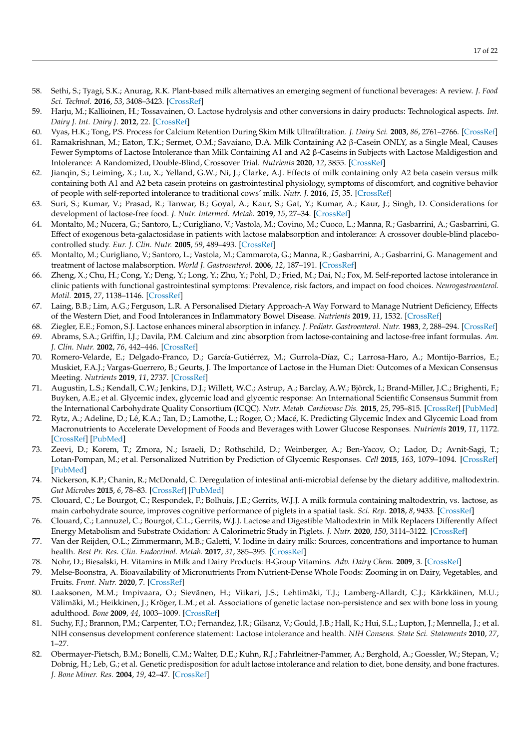58. Sethi, S.; Tyagi, S.K.; Anurag, R.K. Plant-based milk alternatives an emerging segment of functional beverages: A review. *J. Food Sci. Technol.* **2016**, *53*, 3408–3423. [CrossRef]
59. Harju, M.; Kallioinen, H.; Tossavainen, O. Lactose hydrolysis and other conversions in dairy products: Technological aspects. *Int. Dairy J. Int. Dairy J.* **2012**, 22. [CrossRef]
60. Vyas, H.K.; Tong, P.S. Process for Calcium Retention During Skim Milk Ultrafiltration. *J. Dairy Sci.* **2003**, *86*, 2761–2766. [CrossRef]
61. Ramakrishnan, M.; Eaton, T.K.; Sermet, O.M.; Savaiano, D.A. Milk Containing A2 β-Casein ONLY, as a Single Meal, Causes Fewer Symptoms of Lactose Intolerance than Milk Containing A1 and A2 β-Caseins in Subjects with Lactose Maldigestion and Intolerance: A Randomized, Double-Blind, Crossover Trial. *Nutrients* **2020**, *12*, 3855. [CrossRef]
62. Jianqin, S.; Leiming, X.; Lu, X.; Yelland, G.W.; Ni, J.; Clarke, A.J. Effects of milk containing only A2 beta casein versus milk containing both A1 and A2 beta casein proteins on gastrointestinal physiology, symptoms of discomfort, and cognitive behavior of people with self-reported intolerance to traditional cows' milk. *Nutr. J.* **2016**, *15*, 35. [CrossRef]
63. Suri, S.; Kumar, V.; Prasad, R.; Tanwar, B.; Goyal, A.; Kaur, S.; Gat, Y.; Kumar, A.; Kaur, J.; Singh, D. Considerations for development of lactose-free food. *J. Nutr. Intermed. Metab.* **2019**, *15*, 27–34. [CrossRef]
64. Montalto, M.; Nucera, G.; Santoro, L.; Curigliano, V.; Vastola, M.; Covino, M.; Cuoco, L.; Manna, R.; Gasbarrini, A.; Gasbarrini, G. Effect of exogenous beta-galactosidase in patients with lactose malabsorption and intolerance: A crossover double-blind placebo-controlled study. *Eur. J. Clin. Nutr.* **2005**, *59*, 489–493. [CrossRef]
65. Montalto, M.; Curigliano, V.; Santoro, L.; Vastola, M.; Cammarota, G.; Manna, R.; Gasbarrini, A.; Gasbarrini, G. Management and treatment of lactose malabsorption. *World J. Gastroenterol.* **2006**, *12*, 187–191. [CrossRef]
66. Zheng, X.; Chu, H.; Cong, Y.; Deng, Y.; Long, Y.; Zhu, Y.; Pohl, D.; Fried, M.; Dai, N.; Fox, M. Self-reported lactose intolerance in clinic patients with functional gastrointestinal symptoms: Prevalence, risk factors, and impact on food choices. *Neurogastroenterol. Motil.* **2015**, *27*, 1138–1146. [CrossRef]
67. Laing, B.B.; Lim, A.G.; Ferguson, L.R. A Personalised Dietary Approach-A Way Forward to Manage Nutrient Deficiency, Effects of the Western Diet, and Food Intolerances in Inflammatory Bowel Disease. *Nutrients* **2019**, *11*, 1532. [CrossRef]
68. Ziegler, E.E.; Fomon, S.J. Lactose enhances mineral absorption in infancy. *J. Pediatr. Gastroenterol. Nutr.* **1983**, *2*, 288–294. [CrossRef]
69. Abrams, S.A.; Griffin, I.J.; Davila, P.M. Calcium and zinc absorption from lactose-containing and lactose-free infant formulas. *Am. J. Clin. Nutr.* **2002**, *76*, 442–446. [CrossRef]
70. Romero-Velarde, E.; Delgado-Franco, D.; García-Gutiérrez, M.; Gurrola-Díaz, C.; Larrosa-Haro, A.; Montijo-Barrios, E.; Muskiet, F.A.J.; Vargas-Guerrero, B.; Geurts, J. The Importance of Lactose in the Human Diet: Outcomes of a Mexican Consensus Meeting. *Nutrients* **2019**, *11*, 2737. [CrossRef]
71. Augustin, L.S.; Kendall, C.W.; Jenkins, D.J.; Willett, W.C.; Astrup, A.; Barclay, A.W.; Björck, I.; Brand-Miller, J.C.; Brighenti, F.; Buyken, A.E.; et al. Glycemic index, glycemic load and glycemic response: An International Scientific Consensus Summit from the International Carbohydrate Quality Consortium (ICQC). *Nutr. Metab. Cardiovasc Dis.* **2015**, *25*, 795–815. [CrossRef] [PubMed]
72. Rytz, A.; Adeline, D.; Lê, K.A.; Tan, D.; Lamothe, L.; Roger, O.; Macé, K. Predicting Glycemic Index and Glycemic Load from Macronutrients to Accelerate Development of Foods and Beverages with Lower Glucose Responses. *Nutrients* **2019**, *11*, 1172. [CrossRef] [PubMed]
73. Zeevi, D.; Korem, T.; Zmora, N.; Israeli, D.; Rothschild, D.; Weinberger, A.; Ben-Yacov, O.; Lador, D.; Avnit-Sagi, T.; Lotan-Pompan, M.; et al. Personalized Nutrition by Prediction of Glycemic Responses. *Cell* **2015**, *163*, 1079–1094. [CrossRef] [PubMed]
74. Nickerson, K.P.; Chanin, R.; McDonald, C. Deregulation of intestinal anti-microbial defense by the dietary additive, maltodextrin. *Gut Microbes* **2015**, *6*, 78–83. [CrossRef] [PubMed]
75. Clouard, C.; Le Bourgot, C.; Respondek, F.; Bolhuis, J.E.; Gerrits, W.J.J. A milk formula containing maltodextrin, vs. lactose, as main carbohydrate source, improves cognitive performance of piglets in a spatial task. *Sci. Rep.* **2018**, *8*, 9433. [CrossRef]
76. Clouard, C.; Lannuzel, C.; Bourgot, C.L.; Gerrits, W.J.J. Lactose and Digestible Maltodextrin in Milk Replacers Differently Affect Energy Metabolism and Substrate Oxidation: A Calorimetric Study in Piglets. *J. Nutr.* **2020**, *150*, 3114–3122. [CrossRef]
77. Van der Reijden, O.L.; Zimmermann, M.B.; Galetti, V. Iodine in dairy milk: Sources, concentrations and importance to human health. *Best Pr. Res. Clin. Endocrinol. Metab.* **2017**, *31*, 385–395. [CrossRef]
78. Nohr, D.; Biesalski, H. Vitamins in Milk and Dairy Products: B-Group Vitamins. *Adv. Dairy Chem.* **2009**, 3. [CrossRef]
79. Melse-Boonstra, A. Bioavailability of Micronutrients From Nutrient-Dense Whole Foods: Zooming in on Dairy, Vegetables, and Fruits. *Front. Nutr.* **2020**, 7. [CrossRef]
80. Laaksonen, M.M.; Impivaara, O.; Sievänen, H.; Viikari, J.S.; Lehtimäki, T.J.; Lamberg-Allardt, C.J.; Kärkkäinen, M.U.; Välimäki, M.; Heikkinen, J.; Kröger, L.M.; et al. Associations of genetic lactase non-persistence and sex with bone loss in young adulthood. *Bone* **2009**, *44*, 1003–1009. [CrossRef]
81. Suchy, F.J.; Brannon, P.M.; Carpenter, T.O.; Fernandez, J.R.; Gilsanz, V.; Gould, J.B.; Hall, K.; Hui, S.L.; Lupton, J.; Mennella, J.; et al. NIH consensus development conference statement: Lactose intolerance and health. *NIH Consens. State Sci. Statements* **2010**, *27*, 1–27.
82. Obermayer-Pietsch, B.M.; Bonelli, C.M.; Walter, D.E.; Kuhn, R.J.; Fahrleitner-Pammer, A.; Berghold, A.; Goessler, W.; Stepan, V.; Dobnig, H.; Leb, G.; et al. Genetic predisposition for adult lactose intolerance and relation to diet, bone density, and bone fractures. *J. Bone Miner. Res.* **2004**, *19*, 42–47. [CrossRef]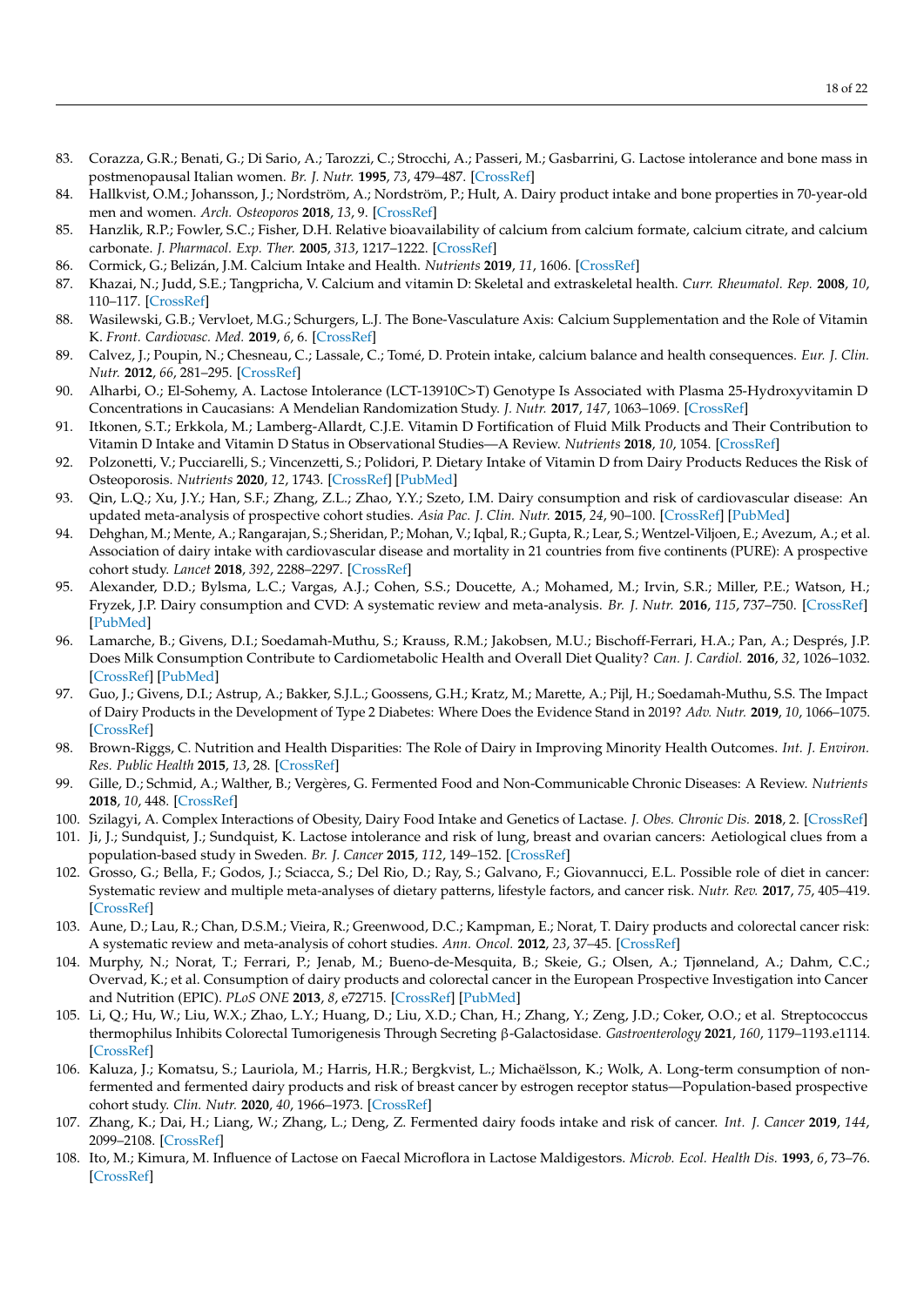83. Corazza, G.R.; Benati, G.; Di Sario, A.; Tarozzi, C.; Strocchi, A.; Passeri, M.; Gasbarrini, G. Lactose intolerance and bone mass in postmenopausal Italian women. *Br. J. Nutr.* **1995**, *73*, 479–487. [CrossRef]
84. Hallkvist, O.M.; Johansson, J.; Nordström, A.; Nordström, P.; Hult, A. Dairy product intake and bone properties in 70-year-old men and women. *Arch. Osteoporos* **2018**, *13*, 9. [CrossRef]
85. Hanzlik, R.P.; Fowler, S.C.; Fisher, D.H. Relative bioavailability of calcium from calcium formate, calcium citrate, and calcium carbonate. *J. Pharmacol. Exp. Ther.* **2005**, *313*, 1217–1222. [CrossRef]
86. Cormick, G.; Belizán, J.M. Calcium Intake and Health. *Nutrients* **2019**, *11*, 1606. [CrossRef]
87. Khazai, N.; Judd, S.E.; Tangpricha, V. Calcium and vitamin D: Skeletal and extraskeletal health. *Curr. Rheumatol. Rep.* **2008**, *10*, 110–117. [CrossRef]
88. Wasilewski, G.B.; Vervloet, M.G.; Schurgers, L.J. The Bone-Vasculature Axis: Calcium Supplementation and the Role of Vitamin K. *Front. Cardiovasc. Med.* **2019**, *6*, 6. [CrossRef]
89. Calvez, J.; Poupin, N.; Chesneau, C.; Lassale, C.; Tomé, D. Protein intake, calcium balance and health consequences. *Eur. J. Clin. Nutr.* **2012**, *66*, 281–295. [CrossRef]
90. Alharbi, O.; El-Sohemy, A. Lactose Intolerance (LCT-13910C>T) Genotype Is Associated with Plasma 25-Hydroxyvitamin D Concentrations in Caucasians: A Mendelian Randomization Study. *J. Nutr.* **2017**, *147*, 1063–1069. [CrossRef]
91. Itkonen, S.T.; Erkkola, M.; Lamberg-Allardt, C.J.E. Vitamin D Fortification of Fluid Milk Products and Their Contribution to Vitamin D Intake and Vitamin D Status in Observational Studies—A Review. *Nutrients* **2018**, *10*, 1054. [CrossRef]
92. Polzonetti, V.; Pucciarelli, S.; Vincenzetti, S.; Polidori, P. Dietary Intake of Vitamin D from Dairy Products Reduces the Risk of Osteoporosis. *Nutrients* **2020**, *12*, 1743. [CrossRef] [PubMed]
93. Qin, L.Q.; Xu, J.Y.; Han, S.F.; Zhang, Z.L.; Zhao, Y.Y.; Szeto, I.M. Dairy consumption and risk of cardiovascular disease: An updated meta-analysis of prospective cohort studies. *Asia Pac. J. Clin. Nutr.* **2015**, *24*, 90–100. [CrossRef] [PubMed]
94. Dehghan, M.; Mente, A.; Rangarajan, S.; Sheridan, P.; Mohan, V.; Iqbal, R.; Gupta, R.; Lear, S.; Wentzel-Viljoen, E.; Avezum, A.; et al. Association of dairy intake with cardiovascular disease and mortality in 21 countries from five continents (PURE): A prospective cohort study. *Lancet* **2018**, *392*, 2288–2297. [CrossRef]
95. Alexander, D.D.; Bylsma, L.C.; Vargas, A.J.; Cohen, S.S.; Doucette, A.; Mohamed, M.; Irvin, S.R.; Miller, P.E.; Watson, H.; Fryzek, J.P. Dairy consumption and CVD: A systematic review and meta-analysis. *Br. J. Nutr.* **2016**, *115*, 737–750. [CrossRef] [PubMed]
96. Lamarche, B.; Givens, D.I.; Soedamah-Muthu, S.; Krauss, R.M.; Jakobsen, M.U.; Bischoff-Ferrari, H.A.; Pan, A.; Després, J.P. Does Milk Consumption Contribute to Cardiometabolic Health and Overall Diet Quality? *Can. J. Cardiol.* **2016**, *32*, 1026–1032. [CrossRef] [PubMed]
97. Guo, J.; Givens, D.I.; Astrup, A.; Bakker, S.J.L.; Goossens, G.H.; Kratz, M.; Marette, A.; Pijl, H.; Soedamah-Muthu, S.S. The Impact of Dairy Products in the Development of Type 2 Diabetes: Where Does the Evidence Stand in 2019? *Adv. Nutr.* **2019**, *10*, 1066–1075. [CrossRef]
98. Brown-Riggs, C. Nutrition and Health Disparities: The Role of Dairy in Improving Minority Health Outcomes. *Int. J. Environ. Res. Public Health* **2015**, *13*, 28. [CrossRef]
99. Gille, D.; Schmid, A.; Walther, B.; Vergères, G. Fermented Food and Non-Communicable Chronic Diseases: A Review. *Nutrients* **2018**, *10*, 448. [CrossRef]
100. Szilagyi, A. Complex Interactions of Obesity, Dairy Food Intake and Genetics of Lactase. *J. Obes. Chronic Dis.* **2018**, 2. [CrossRef]
101. Ji, J.; Sundquist, J.; Sundquist, K. Lactose intolerance and risk of lung, breast and ovarian cancers: Aetiological clues from a population-based study in Sweden. *Br. J. Cancer* **2015**, *112*, 149–152. [CrossRef]
102. Grosso, G.; Bella, F.; Godos, J.; Sciacca, S.; Del Rio, D.; Ray, S.; Galvano, F.; Giovannucci, E.L. Possible role of diet in cancer: Systematic review and multiple meta-analyses of dietary patterns, lifestyle factors, and cancer risk. *Nutr. Rev.* **2017**, *75*, 405–419. [CrossRef]
103. Aune, D.; Lau, R.; Chan, D.S.M.; Vieira, R.; Greenwood, D.C.; Kampman, E.; Norat, T. Dairy products and colorectal cancer risk: A systematic review and meta-analysis of cohort studies. *Ann. Oncol.* **2012**, *23*, 37–45. [CrossRef]
104. Murphy, N.; Norat, T.; Ferrari, P.; Jenab, M.; Bueno-de-Mesquita, B.; Skeie, G.; Olsen, A.; Tjønneland, A.; Dahm, C.C.; Overvad, K.; et al. Consumption of dairy products and colorectal cancer in the European Prospective Investigation into Cancer and Nutrition (EPIC). *PLoS ONE* **2013**, *8*, e72715. [CrossRef] [PubMed]
105. Li, Q.; Hu, W.; Liu, W.X.; Zhao, L.Y.; Huang, D.; Liu, X.D.; Chan, H.; Zhang, Y.; Zeng, J.D.; Coker, O.O.; et al. Streptococcus thermophilus Inhibits Colorectal Tumorigenesis Through Secreting β-Galactosidase. *Gastroenterology* **2021**, *160*, 1179–1193.e1114. [CrossRef]
106. Kaluza, J.; Komatsu, S.; Lauriola, M.; Harris, H.R.; Bergkvist, L.; Michaëlsson, K.; Wolk, A. Long-term consumption of non-fermented and fermented dairy products and risk of breast cancer by estrogen receptor status—Population-based prospective cohort study. *Clin. Nutr.* **2020**, *40*, 1966–1973. [CrossRef]
107. Zhang, K.; Dai, H.; Liang, W.; Zhang, L.; Deng, Z. Fermented dairy foods intake and risk of cancer. *Int. J. Cancer* **2019**, *144*, 2099–2108. [CrossRef]
108. Ito, M.; Kimura, M. Influence of Lactose on Faecal Microflora in Lactose Maldigestors. *Microb. Ecol. Health Dis.* **1993**, *6*, 73–76. [CrossRef]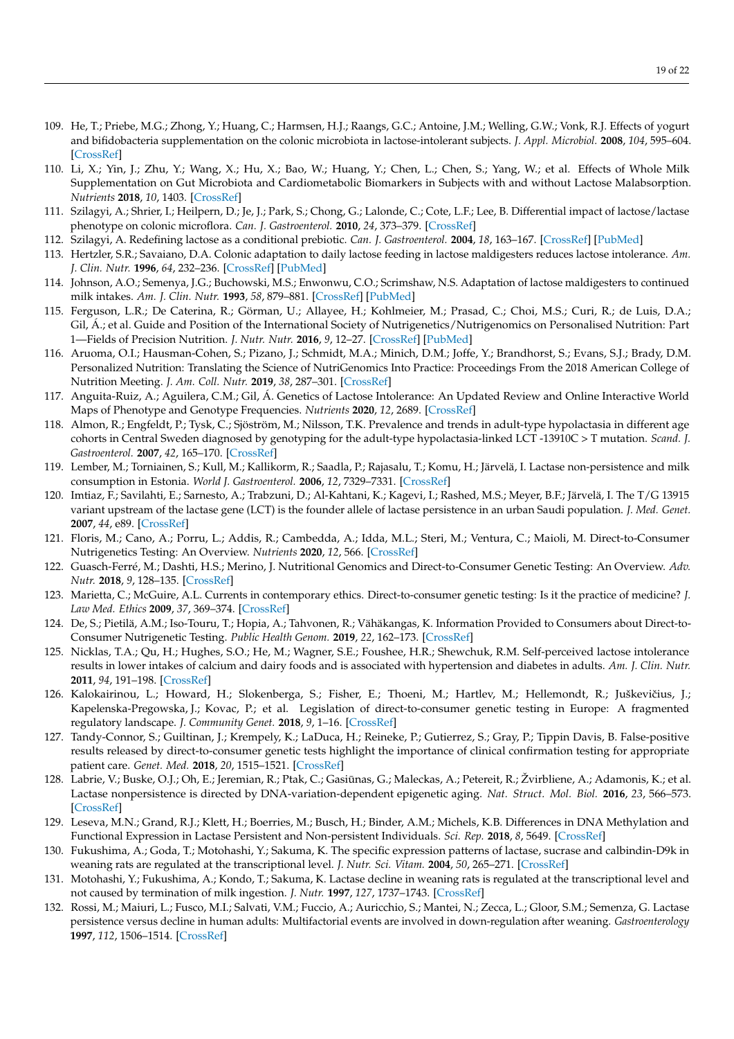109. He, T.; Priebe, M.G.; Zhong, Y.; Huang, C.; Harmsen, H.J.; Raangs, G.C.; Antoine, J.M.; Welling, G.W.; Vonk, R.J. Effects of yogurt and bifidobacteria supplementation on the colonic microbiota in lactose-intolerant subjects. *J. Appl. Microbiol.* **2008**, *104*, 595–604. [CrossRef]
110. Li, X.; Yin, J.; Zhu, Y.; Wang, X.; Hu, X.; Bao, W.; Huang, Y.; Chen, L.; Chen, S.; Yang, W.; et al. Effects of Whole Milk Supplementation on Gut Microbiota and Cardiometabolic Biomarkers in Subjects with and without Lactose Malabsorption. *Nutrients* **2018**, *10*, 1403. [CrossRef]
111. Szilagyi, A.; Shrier, I.; Heilpern, D.; Je, J.; Park, S.; Chong, G.; Lalonde, C.; Cote, L.F.; Lee, B. Differential impact of lactose/lactase phenotype on colonic microflora. *Can. J. Gastroenterol.* **2010**, *24*, 373–379. [CrossRef]
112. Szilagyi, A. Redefining lactose as a conditional prebiotic. *Can. J. Gastroenterol.* **2004**, *18*, 163–167. [CrossRef] [PubMed]
113. Hertzler, S.R.; Savaiano, D.A. Colonic adaptation to daily lactose feeding in lactose maldigesters reduces lactose intolerance. *Am. J. Clin. Nutr.* **1996**, *64*, 232–236. [CrossRef] [PubMed]
114. Johnson, A.O.; Semenya, J.G.; Buchowski, M.S.; Enwonwu, C.O.; Scrimshaw, N.S. Adaptation of lactose maldigesters to continued milk intakes. *Am. J. Clin. Nutr.* **1993**, *58*, 879–881. [CrossRef] [PubMed]
115. Ferguson, L.R.; De Caterina, R.; Görman, U.; Allayee, H.; Kohlmeier, M.; Prasad, C.; Choi, M.S.; Curi, R.; de Luis, D.A.; Gil, Á.; et al. Guide and Position of the International Society of Nutrigenetics/Nutrigenomics on Personalised Nutrition: Part 1—Fields of Precision Nutrition. *J. Nutr. Nutr.* **2016**, *9*, 12–27. [CrossRef] [PubMed]
116. Aruoma, O.I.; Hausman-Cohen, S.; Pizano, J.; Schmidt, M.A.; Minich, D.M.; Joffe, Y.; Brandhorst, S.; Evans, S.J.; Brady, D.M. Personalized Nutrition: Translating the Science of NutriGenomics Into Practice: Proceedings From the 2018 American College of Nutrition Meeting. *J. Am. Coll. Nutr.* **2019**, *38*, 287–301. [CrossRef]
117. Anguita-Ruiz, A.; Aguilera, C.M.; Gil, Á. Genetics of Lactose Intolerance: An Updated Review and Online Interactive World Maps of Phenotype and Genotype Frequencies. *Nutrients* **2020**, *12*, 2689. [CrossRef]
118. Almon, R.; Engfeldt, P.; Tysk, C.; Sjöström, M.; Nilsson, T.K. Prevalence and trends in adult-type hypolactasia in different age cohorts in Central Sweden diagnosed by genotyping for the adult-type hypolactasia-linked LCT -13910C > T mutation. *Scand. J. Gastroenterol.* **2007**, *42*, 165–170. [CrossRef]
119. Lember, M.; Torniainen, S.; Kull, M.; Kallikorm, R.; Saadla, P.; Rajasalu, T.; Komu, H.; Järvelä, I. Lactase non-persistence and milk consumption in Estonia. *World J. Gastroenterol.* **2006**, *12*, 7329–7331. [CrossRef]
120. Imtiaz, F.; Savilahti, E.; Sarnesto, A.; Trabzuni, D.; Al-Kahtani, K.; Kagevi, I.; Rashed, M.S.; Meyer, B.F.; Järvelä, I. The T/G 13915 variant upstream of the lactase gene (LCT) is the founder allele of lactase persistence in an urban Saudi population. *J. Med. Genet.* **2007**, *44*, e89. [CrossRef]
121. Floris, M.; Cano, A.; Porru, L.; Addis, R.; Cambedda, A.; Idda, M.L.; Steri, M.; Ventura, C.; Maioli, M. Direct-to-Consumer Nutrigenetics Testing: An Overview. *Nutrients* **2020**, *12*, 566. [CrossRef]
122. Guasch-Ferré, M.; Dashti, H.S.; Merino, J. Nutritional Genomics and Direct-to-Consumer Genetic Testing: An Overview. *Adv. Nutr.* **2018**, *9*, 128–135. [CrossRef]
123. Marietta, C.; McGuire, A.L. Currents in contemporary ethics. Direct-to-consumer genetic testing: Is it the practice of medicine? *J. Law Med. Ethics* **2009**, *37*, 369–374. [CrossRef]
124. De, S.; Pietilä, A.M.; Iso-Touru, T.; Hopia, A.; Tahvonen, R.; Vähäkangas, K. Information Provided to Consumers about Direct-to-Consumer Nutrigenetic Testing. *Public Health Genom.* **2019**, *22*, 162–173. [CrossRef]
125. Nicklas, T.A.; Qu, H.; Hughes, S.O.; He, M.; Wagner, S.E.; Foushee, H.R.; Shewchuk, R.M. Self-perceived lactose intolerance results in lower intakes of calcium and dairy foods and is associated with hypertension and diabetes in adults. *Am. J. Clin. Nutr.* **2011**, *94*, 191–198. [CrossRef]
126. Kalokairinou, L.; Howard, H.; Slokenberga, S.; Fisher, E.; Thoeni, M.; Hartlev, M.; Hellemondt, R.; Juškevičius, J.; Kapelenska-Pregowska, J.; Kovac, P.; et al. Legislation of direct-to-consumer genetic testing in Europe: A fragmented regulatory landscape. *J. Community Genet.* **2018**, *9*, 1–16. [CrossRef]
127. Tandy-Connor, S.; Guiltinan, J.; Krempely, K.; LaDuca, H.; Reineke, P.; Gutierrez, S.; Gray, P.; Tippin Davis, B. False-positive results released by direct-to-consumer genetic tests highlight the importance of clinical confirmation testing for appropriate patient care. *Genet. Med.* **2018**, *20*, 1515–1521. [CrossRef]
128. Labrie, V.; Buske, O.J.; Oh, E.; Jeremian, R.; Ptak, C.; Gasiūnas, G.; Maleckas, A.; Petereit, R.; Žvirbliene, A.; Adamonis, K.; et al. Lactase nonpersistence is directed by DNA-variation-dependent epigenetic aging. *Nat. Struct. Mol. Biol.* **2016**, *23*, 566–573. [CrossRef]
129. Leseva, M.N.; Grand, R.J.; Klett, H.; Boerries, M.; Busch, H.; Binder, A.M.; Michels, K.B. Differences in DNA Methylation and Functional Expression in Lactase Persistent and Non-persistent Individuals. *Sci. Rep.* **2018**, *8*, 5649. [CrossRef]
130. Fukushima, A.; Goda, T.; Motohashi, Y.; Sakuma, K. The specific expression patterns of lactase, sucrase and calbindin-D9k in weaning rats are regulated at the transcriptional level. *J. Nutr. Sci. Vitam.* **2004**, *50*, 265–271. [CrossRef]
131. Motohashi, Y.; Fukushima, A.; Kondo, T.; Sakuma, K. Lactase decline in weaning rats is regulated at the transcriptional level and not caused by termination of milk ingestion. *J. Nutr.* **1997**, *127*, 1737–1743. [CrossRef]
132. Rossi, M.; Maiuri, L.; Fusco, M.I.; Salvati, V.M.; Fuccio, A.; Auricchio, S.; Mantei, N.; Zecca, L.; Gloor, S.M.; Semenza, G. Lactase persistence versus decline in human adults: Multifactorial events are involved in down-regulation after weaning. *Gastroenterology* **1997**, *112*, 1506–1514. [CrossRef]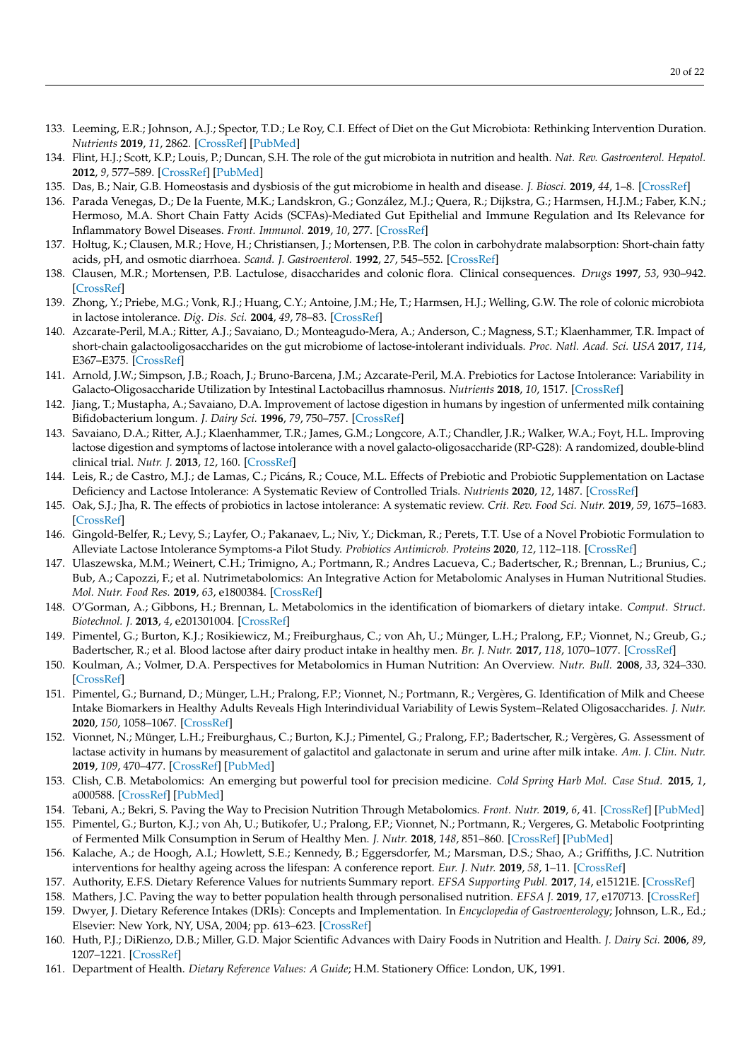133. Leeming, E.R.; Johnson, A.J.; Spector, T.D.; Le Roy, C.I. Effect of Diet on the Gut Microbiota: Rethinking Intervention Duration. *Nutrients* **2019**, *11*, 2862. [CrossRef] [PubMed]
134. Flint, H.J.; Scott, K.P.; Louis, P.; Duncan, S.H. The role of the gut microbiota in nutrition and health. *Nat. Rev. Gastroenterol. Hepatol.* **2012**, *9*, 577–589. [CrossRef] [PubMed]
135. Das, B.; Nair, G.B. Homeostasis and dysbiosis of the gut microbiome in health and disease. *J. Biosci.* **2019**, *44*, 1–8. [CrossRef]
136. Parada Venegas, D.; De la Fuente, M.K.; Landskron, G.; González, M.J.; Quera, R.; Dijkstra, G.; Harmsen, H.J.M.; Faber, K.N.; Hermoso, M.A. Short Chain Fatty Acids (SCFAs)-Mediated Gut Epithelial and Immune Regulation and Its Relevance for Inflammatory Bowel Diseases. *Front. Immunol.* **2019**, *10*, 277. [CrossRef]
137. Holtug, K.; Clausen, M.R.; Hove, H.; Christiansen, J.; Mortensen, P.B. The colon in carbohydrate malabsorption: Short-chain fatty acids, pH, and osmotic diarrhoea. *Scand. J. Gastroenterol.* **1992**, *27*, 545–552. [CrossRef]
138. Clausen, M.R.; Mortensen, P.B. Lactulose, disaccharides and colonic flora. Clinical consequences. *Drugs* **1997**, *53*, 930–942. [CrossRef]
139. Zhong, Y.; Priebe, M.G.; Vonk, R.J.; Huang, C.Y.; Antoine, J.M.; He, T.; Harmsen, H.J.; Welling, G.W. The role of colonic microbiota in lactose intolerance. *Dig. Dis. Sci.* **2004**, *49*, 78–83. [CrossRef]
140. Azcarate-Peril, M.A.; Ritter, A.J.; Savaiano, D.; Monteagudo-Mera, A.; Anderson, C.; Magness, S.T.; Klaenhammer, T.R. Impact of short-chain galactooligosaccharides on the gut microbiome of lactose-intolerant individuals. *Proc. Natl. Acad. Sci. USA* **2017**, *114*, E367–E375. [CrossRef]
141. Arnold, J.W.; Simpson, J.B.; Roach, J.; Bruno-Barcena, J.M.; Azcarate-Peril, M.A. Prebiotics for Lactose Intolerance: Variability in Galacto-Oligosaccharide Utilization by Intestinal Lactobacillus rhamnosus. *Nutrients* **2018**, *10*, 1517. [CrossRef]
142. Jiang, T.; Mustapha, A.; Savaiano, D.A. Improvement of lactose digestion in humans by ingestion of unfermented milk containing Bifidobacterium longum. *J. Dairy Sci.* **1996**, *79*, 750–757. [CrossRef]
143. Savaiano, D.A.; Ritter, A.J.; Klaenhammer, T.R.; James, G.M.; Longcore, A.T.; Chandler, J.R.; Walker, W.A.; Foyt, H.L. Improving lactose digestion and symptoms of lactose intolerance with a novel galacto-oligosaccharide (RP-G28): A randomized, double-blind clinical trial. *Nutr. J.* **2013**, *12*, 160. [CrossRef]
144. Leis, R.; de Castro, M.J.; de Lamas, C.; Picáns, R.; Couce, M.L. Effects of Prebiotic and Probiotic Supplementation on Lactase Deficiency and Lactose Intolerance: A Systematic Review of Controlled Trials. *Nutrients* **2020**, *12*, 1487. [CrossRef]
145. Oak, S.J.; Jha, R. The effects of probiotics in lactose intolerance: A systematic review. *Crit. Rev. Food Sci. Nutr.* **2019**, *59*, 1675–1683. [CrossRef]
146. Gingold-Belfer, R.; Levy, S.; Layfer, O.; Pakanaev, L.; Niv, Y.; Dickman, R.; Perets, T.T. Use of a Novel Probiotic Formulation to Alleviate Lactose Intolerance Symptoms-a Pilot Study. *Probiotics Antimicrob. Proteins* **2020**, *12*, 112–118. [CrossRef]
147. Ulaszewska, M.M.; Weinert, C.H.; Trimigno, A.; Portmann, R.; Andres Lacueva, C.; Badertscher, R.; Brennan, L.; Brunius, C.; Bub, A.; Capozzi, F.; et al. Nutrimetabolomics: An Integrative Action for Metabolomic Analyses in Human Nutritional Studies. *Mol. Nutr. Food Res.* **2019**, *63*, e1800384. [CrossRef]
148. O'Gorman, A.; Gibbons, H.; Brennan, L. Metabolomics in the identification of biomarkers of dietary intake. *Comput. Struct. Biotechnol. J.* **2013**, *4*, e201301004. [CrossRef]
149. Pimentel, G.; Burton, K.J.; Rosikiewicz, M.; Freiburghaus, C.; von Ah, U.; Münger, L.H.; Pralong, F.P.; Vionnet, N.; Greub, G.; Badertscher, R.; et al. Blood lactose after dairy product intake in healthy men. *Br. J. Nutr.* **2017**, *118*, 1070–1077. [CrossRef]
150. Koulman, A.; Volmer, D.A. Perspectives for Metabolomics in Human Nutrition: An Overview. *Nutr. Bull.* **2008**, *33*, 324–330. [CrossRef]
151. Pimentel, G.; Burnand, D.; Münger, L.H.; Pralong, F.P.; Vionnet, N.; Portmann, R.; Vergères, G. Identification of Milk and Cheese Intake Biomarkers in Healthy Adults Reveals High Interindividual Variability of Lewis System–Related Oligosaccharides. *J. Nutr.* **2020**, *150*, 1058–1067. [CrossRef]
152. Vionnet, N.; Münger, L.H.; Freiburghaus, C.; Burton, K.J.; Pimentel, G.; Pralong, F.P.; Badertscher, R.; Vergères, G. Assessment of lactase activity in humans by measurement of galactitol and galactonate in serum and urine after milk intake. *Am. J. Clin. Nutr.* **2019**, *109*, 470–477. [CrossRef] [PubMed]
153. Clish, C.B. Metabolomics: An emerging but powerful tool for precision medicine. *Cold Spring Harb Mol. Case Stud.* **2015**, *1*, a000588. [CrossRef] [PubMed]
154. Tebani, A.; Bekri, S. Paving the Way to Precision Nutrition Through Metabolomics. *Front. Nutr.* **2019**, *6*, 41. [CrossRef] [PubMed]
155. Pimentel, G.; Burton, K.J.; von Ah, U.; Butikofer, U.; Pralong, F.P.; Vionnet, N.; Portmann, R.; Vergeres, G. Metabolic Footprinting of Fermented Milk Consumption in Serum of Healthy Men. *J. Nutr.* **2018**, *148*, 851–860. [CrossRef] [PubMed]
156. Kalache, A.; de Hoogh, A.I.; Howlett, S.E.; Kennedy, B.; Eggersdorfer, M.; Marsman, D.S.; Shao, A.; Griffiths, J.C. Nutrition interventions for healthy ageing across the lifespan: A conference report. *Eur. J. Nutr.* **2019**, *58*, 1–11. [CrossRef]
157. Authority, E.F.S. Dietary Reference Values for nutrients Summary report. *EFSA Supporting Publ.* **2017**, *14*, e15121E. [CrossRef]
158. Mathers, J.C. Paving the way to better population health through personalised nutrition. *EFSA J.* **2019**, *17*, e170713. [CrossRef]
159. Dwyer, J. Dietary Reference Intakes (DRIs): Concepts and Implementation. In *Encyclopedia of Gastroenterology*; Johnson, L.R., Ed.; Elsevier: New York, NY, USA, 2004; pp. 613–623. [CrossRef]
160. Huth, P.J.; DiRienzo, D.B.; Miller, G.D. Major Scientific Advances with Dairy Foods in Nutrition and Health. *J. Dairy Sci.* **2006**, *89*, 1207–1221. [CrossRef]
161. Department of Health. *Dietary Reference Values: A Guide*; H.M. Stationery Office: London, UK, 1991.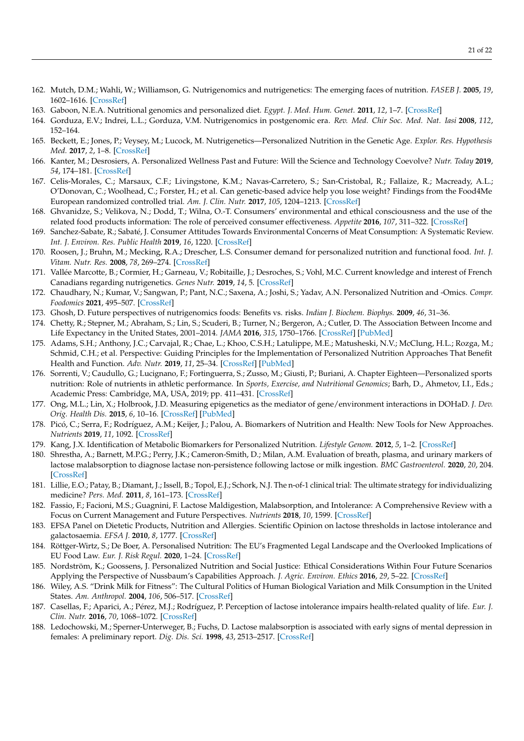162. Mutch, D.M.; Wahli, W.; Williamson, G. Nutrigenomics and nutrigenetics: The emerging faces of nutrition. *FASEB J.* **2005**, *19*, 1602–1616. [CrossRef]
163. Gaboon, N.E.A. Nutritional genomics and personalized diet. *Egypt. J. Med. Hum. Genet.* **2011**, *12*, 1–7. [CrossRef]
164. Gorduza, E.V.; Indrei, L.L.; Gorduza, V.M. Nutrigenomics in postgenomic era. *Rev. Med. Chir Soc. Med. Nat. Iasi* **2008**, *112*, 152–164.
165. Beckett, E.; Jones, P.; Veysey, M.; Lucock, M. Nutrigenetics—Personalized Nutrition in the Genetic Age. *Explor. Res. Hypothesis Med.* **2017**, *2*, 1–8. [CrossRef]
166. Kanter, M.; Desrosiers, A. Personalized Wellness Past and Future: Will the Science and Technology Coevolve? *Nutr. Today* **2019**, *54*, 174–181. [CrossRef]
167. Celis-Morales, C.; Marsaux, C.F.; Livingstone, K.M.; Navas-Carretero, S.; San-Cristobal, R.; Fallaize, R.; Macready, A.L.; O'Donovan, C.; Woolhead, C.; Forster, H.; et al. Can genetic-based advice help you lose weight? Findings from the Food4Me European randomized controlled trial. *Am. J. Clin. Nutr.* **2017**, *105*, 1204–1213. [CrossRef]
168. Ghvanidze, S.; Velikova, N.; Dodd, T.; Wilna, O.-T. Consumers' environmental and ethical consciousness and the use of the related food products information: The role of perceived consumer effectiveness. *Appetite* **2016**, *107*, 311–322. [CrossRef]
169. Sanchez-Sabate, R.; Sabaté, J. Consumer Attitudes Towards Environmental Concerns of Meat Consumption: A Systematic Review. *Int. J. Environ. Res. Public Health* **2019**, *16*, 1220. [CrossRef]
170. Roosen, J.; Bruhn, M.; Mecking, R.A.; Drescher, L.S. Consumer demand for personalized nutrition and functional food. *Int. J. Vitam. Nutr. Res.* **2008**, *78*, 269–274. [CrossRef]
171. Vallée Marcotte, B.; Cormier, H.; Garneau, V.; Robitaille, J.; Desroches, S.; Vohl, M.C. Current knowledge and interest of French Canadians regarding nutrigenetics. *Genes Nutr.* **2019**, *14*, 5. [CrossRef]
172. Chaudhary, N.; Kumar, V.; Sangwan, P.; Pant, N.C.; Saxena, A.; Joshi, S.; Yadav, A.N. Personalized Nutrition and -Omics. *Compr. Foodomics* **2021**, 495–507. [CrossRef]
173. Ghosh, D. Future perspectives of nutrigenomics foods: Benefits vs. risks. *Indian J. Biochem. Biophys.* **2009**, *46*, 31–36.
174. Chetty, R.; Stepner, M.; Abraham, S.; Lin, S.; Scuderi, B.; Turner, N.; Bergeron, A.; Cutler, D. The Association Between Income and Life Expectancy in the United States, 2001–2014. *JAMA* **2016**, *315*, 1750–1766. [CrossRef] [PubMed]
175. Adams, S.H.; Anthony, J.C.; Carvajal, R.; Chae, L.; Khoo, C.S.H.; Latulippe, M.E.; Matusheski, N.V.; McClung, H.L.; Rozga, M.; Schmid, C.H.; et al. Perspective: Guiding Principles for the Implementation of Personalized Nutrition Approaches That Benefit Health and Function. *Adv. Nutr.* **2019**, *11*, 25–34. [CrossRef] [PubMed]
176. Sorrenti, V.; Caudullo, G.; Lucignano, F.; Fortinguerra, S.; Zusso, M.; Giusti, P.; Buriani, A. Chapter Eighteen—Personalized sports nutrition: Role of nutrients in athletic performance. In *Sports, Exercise, and Nutritional Genomics*; Barh, D., Ahmetov, I.I., Eds.; Academic Press: Cambridge, MA, USA, 2019; pp. 411–431. [CrossRef]
177. Ong, M.L.; Lin, X.; Holbrook, J.D. Measuring epigenetics as the mediator of gene/environment interactions in DOHaD. *J. Dev. Orig. Health Dis.* **2015**, *6*, 10–16. [CrossRef] [PubMed]
178. Picó, C.; Serra, F.; Rodríguez, A.M.; Keijer, J.; Palou, A. Biomarkers of Nutrition and Health: New Tools for New Approaches. *Nutrients* **2019**, *11*, 1092. [CrossRef]
179. Kang, J.X. Identification of Metabolic Biomarkers for Personalized Nutrition. *Lifestyle Genom.* **2012**, *5*, 1–2. [CrossRef]
180. Shrestha, A.; Barnett, M.P.G.; Perry, J.K.; Cameron-Smith, D.; Milan, A.M. Evaluation of breath, plasma, and urinary markers of lactose malabsorption to diagnose lactase non-persistence following lactose or milk ingestion. *BMC Gastroenterol.* **2020**, *20*, 204. [CrossRef]
181. Lillie, E.O.; Patay, B.; Diamant, J.; Issell, B.; Topol, E.J.; Schork, N.J. The n-of-1 clinical trial: The ultimate strategy for individualizing medicine? *Pers. Med.* **2011**, *8*, 161–173. [CrossRef]
182. Fassio, F.; Facioni, M.S.; Guagnini, F. Lactose Maldigestion, Malabsorption, and Intolerance: A Comprehensive Review with a Focus on Current Management and Future Perspectives. *Nutrients* **2018**, *10*, 1599. [CrossRef]
183. EFSA Panel on Dietetic Products, Nutrition and Allergies. Scientific Opinion on lactose thresholds in lactose intolerance and galactosaemia. *EFSA J.* **2010**, *8*, 1777. [CrossRef]
184. Röttger-Wirtz, S.; De Boer, A. Personalised Nutrition: The EU's Fragmented Legal Landscape and the Overlooked Implications of EU Food Law. *Eur. J. Risk Regul.* **2020**, 1–24. [CrossRef]
185. Nordström, K.; Goossens, J. Personalized Nutrition and Social Justice: Ethical Considerations Within Four Future Scenarios Applying the Perspective of Nussbaum's Capabilities Approach. *J. Agric. Environ. Ethics* **2016**, *29*, 5–22. [CrossRef]
186. Wiley, A.S. "Drink Milk for Fitness": The Cultural Politics of Human Biological Variation and Milk Consumption in the United States. *Am. Anthropol.* **2004**, *106*, 506–517. [CrossRef]
187. Casellas, F.; Aparici, A.; Pérez, M.J.; Rodríguez, P. Perception of lactose intolerance impairs health-related quality of life. *Eur. J. Clin. Nutr.* **2016**, *70*, 1068–1072. [CrossRef]
188. Ledochowski, M.; Sperner-Unterweger, B.; Fuchs, D. Lactose malabsorption is associated with early signs of mental depression in females: A preliminary report. *Dig. Dis. Sci.* **1998**, *43*, 2513–2517. [CrossRef]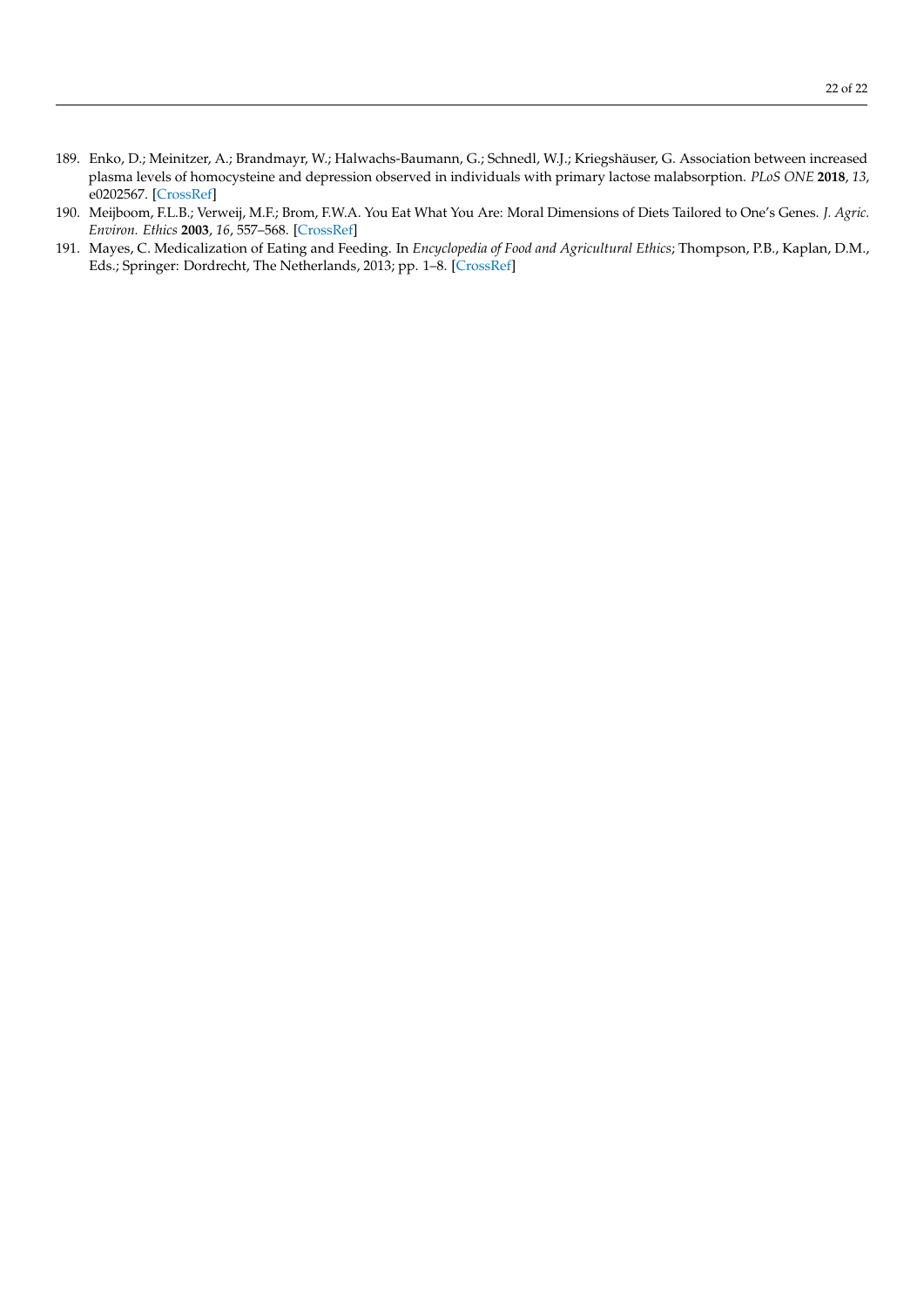189. Enko, D.; Meinitzer, A.; Brandmayr, W.; Halwachs-Baumann, G.; Schnedl, W.J.; Kriegshäuser, G. Association between increased plasma levels of homocysteine and depression observed in individuals with primary lactose malabsorption. *PLoS ONE* **2018**, *13*, e0202567. [CrossRef]
190. Meijboom, F.L.B.; Verweij, M.F.; Brom, F.W.A. You Eat What You Are: Moral Dimensions of Diets Tailored to One's Genes. *J. Agric. Environ. Ethics* **2003**, *16*, 557–568. [CrossRef]
191. Mayes, C. Medicalization of Eating and Feeding. In *Encyclopedia of Food and Agricultural Ethics*; Thompson, P.B., Kaplan, D.M., Eds.; Springer: Dordrecht, The Netherlands, 2013; pp. 1–8. [CrossRef]